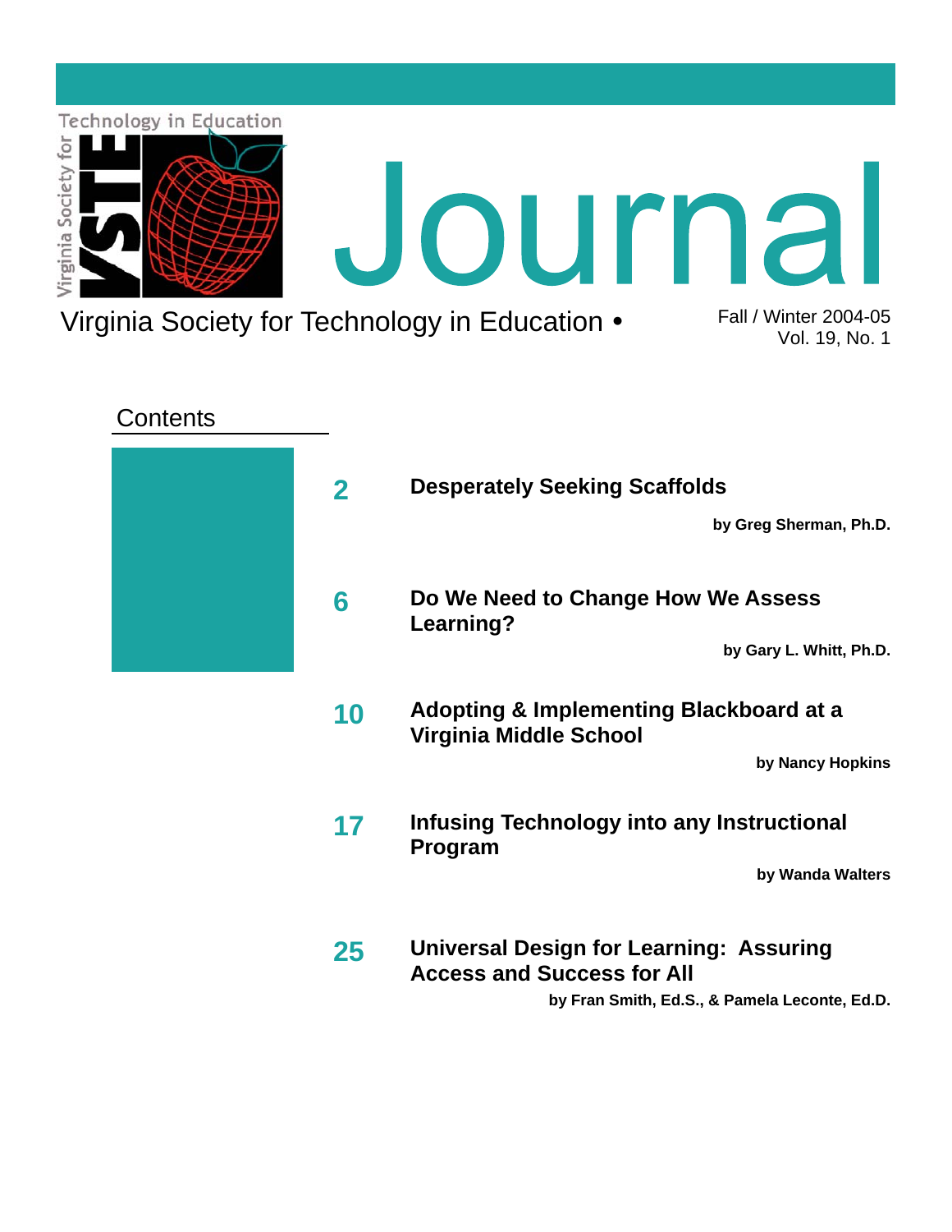# Journal

Virginia Society for Technology in Education •

Fall / Winter 2004-05
Vol. 19, No. 1

## Contents

**2** **Desperately Seeking Scaffolds**

**by Greg Sherman, Ph.D.**

**6** **Do We Need to Change How We Assess Learning?**

**by Gary L. Whitt, Ph.D.**

**10** **Adopting & Implementing Blackboard at a Virginia Middle School**

**by Nancy Hopkins**

**17** **Infusing Technology into any Instructional Program**

**by Wanda Walters**

**25** **Universal Design for Learning: Assuring Access and Success for All**

**by Fran Smith, Ed.S., & Pamela Leconte, Ed.D.**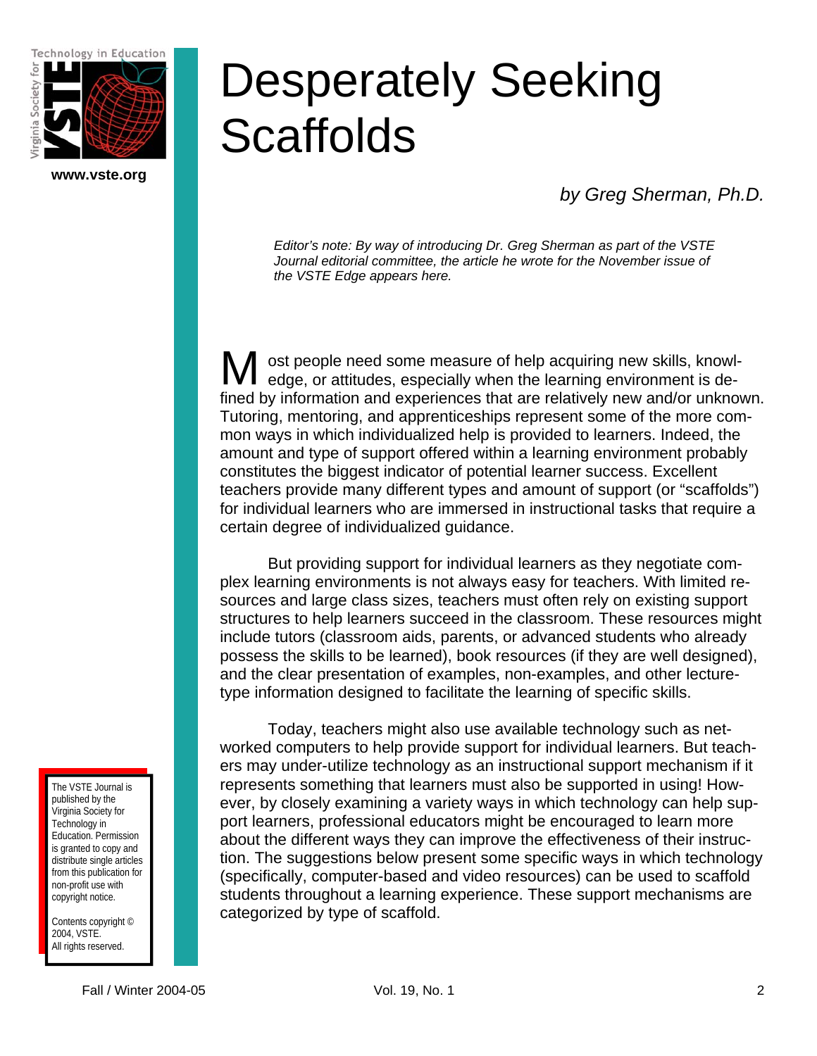# Desperately Seeking Scaffolds

*by Greg Sherman, Ph.D.*

*Editor's note: By way of introducing Dr. Greg Sherman as part of the VSTE Journal editorial committee, the article he wrote for the November issue of the VSTE Edge appears here.*

Most people need some measure of help acquiring new skills, knowledge, or attitudes, especially when the learning environment is defined by information and experiences that are relatively new and/or unknown. Tutoring, mentoring, and apprenticeships represent some of the more common ways in which individualized help is provided to learners. Indeed, the amount and type of support offered within a learning environment probably constitutes the biggest indicator of potential learner success. Excellent teachers provide many different types and amount of support (or "scaffolds") for individual learners who are immersed in instructional tasks that require a certain degree of individualized guidance.

But providing support for individual learners as they negotiate complex learning environments is not always easy for teachers. With limited resources and large class sizes, teachers must often rely on existing support structures to help learners succeed in the classroom. These resources might include tutors (classroom aids, parents, or advanced students who already possess the skills to be learned), book resources (if they are well designed), and the clear presentation of examples, non-examples, and other lecture-type information designed to facilitate the learning of specific skills.

Today, teachers might also use available technology such as networked computers to help provide support for individual learners. But teachers may under-utilize technology as an instructional support mechanism if it represents something that learners must also be supported in using! However, by closely examining a variety ways in which technology can help support learners, professional educators might be encouraged to learn more about the different ways they can improve the effectiveness of their instruction. The suggestions below present some specific ways in which technology (specifically, computer-based and video resources) can be used to scaffold students throughout a learning experience. These support mechanisms are categorized by type of scaffold.

The VSTE Journal is published by the Virginia Society for Technology in Education. Permission is granted to copy and distribute single articles from this publication for non-profit use with copyright notice.

Contents copyright © 2004, VSTE. All rights reserved.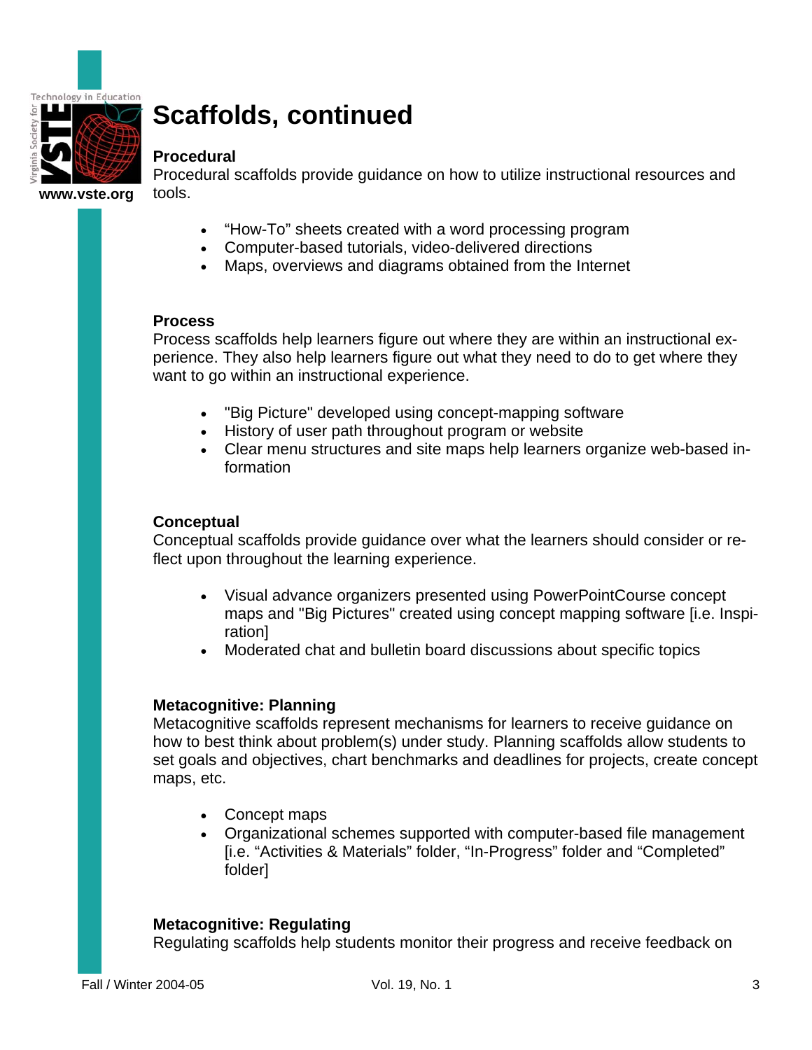# Scaffolds, continued

### Procedural

Procedural scaffolds provide guidance on how to utilize instructional resources and tools.

- "How-To" sheets created with a word processing program
- Computer-based tutorials, video-delivered directions
- Maps, overviews and diagrams obtained from the Internet

### Process

Process scaffolds help learners figure out where they are within an instructional experience. They also help learners figure out what they need to do to get where they want to go within an instructional experience.

- "Big Picture" developed using concept-mapping software
- History of user path throughout program or website
- Clear menu structures and site maps help learners organize web-based information

### Conceptual

Conceptual scaffolds provide guidance over what the learners should consider or reflect upon throughout the learning experience.

- Visual advance organizers presented using PowerPointCourse concept maps and "Big Pictures" created using concept mapping software [i.e. Inspiration]
- Moderated chat and bulletin board discussions about specific topics

### Metacognitive: Planning

Metacognitive scaffolds represent mechanisms for learners to receive guidance on how to best think about problem(s) under study. Planning scaffolds allow students to set goals and objectives, chart benchmarks and deadlines for projects, create concept maps, etc.

- Concept maps
- Organizational schemes supported with computer-based file management [i.e. "Activities & Materials" folder, "In-Progress" folder and "Completed" folder]

### Metacognitive: Regulating

Regulating scaffolds help students monitor their progress and receive feedback on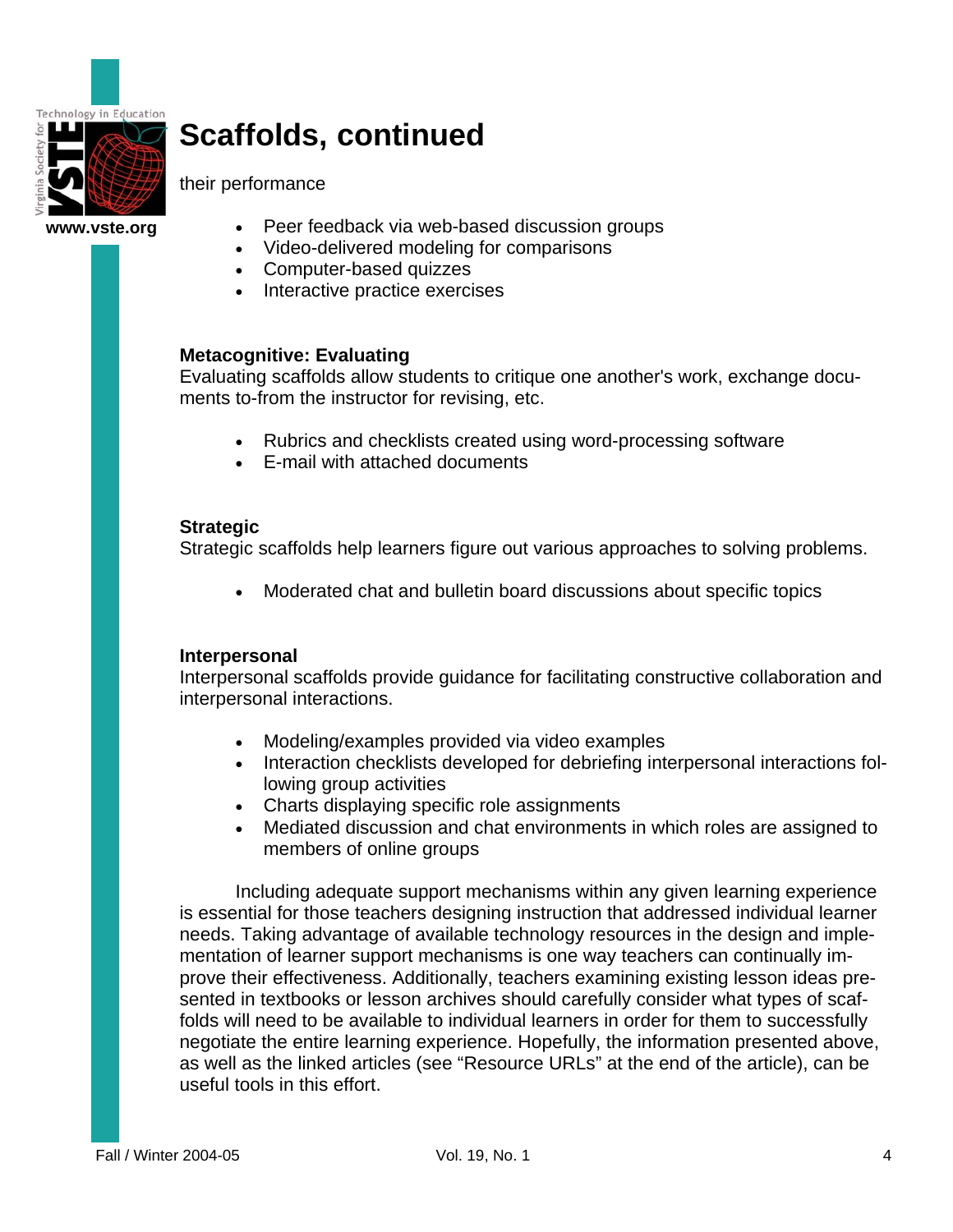# Scaffolds, continued

their performance

- Peer feedback via web-based discussion groups
- Video-delivered modeling for comparisons
- Computer-based quizzes
- Interactive practice exercises

**Metacognitive: Evaluating**
Evaluating scaffolds allow students to critique one another's work, exchange documents to-from the instructor for revising, etc.

- Rubrics and checklists created using word-processing software
- E-mail with attached documents

**Strategic**
Strategic scaffolds help learners figure out various approaches to solving problems.

- Moderated chat and bulletin board discussions about specific topics

**Interpersonal**
Interpersonal scaffolds provide guidance for facilitating constructive collaboration and interpersonal interactions.

- Modeling/examples provided via video examples
- Interaction checklists developed for debriefing interpersonal interactions following group activities
- Charts displaying specific role assignments
- Mediated discussion and chat environments in which roles are assigned to members of online groups

Including adequate support mechanisms within any given learning experience is essential for those teachers designing instruction that addressed individual learner needs. Taking advantage of available technology resources in the design and implementation of learner support mechanisms is one way teachers can continually improve their effectiveness. Additionally, teachers examining existing lesson ideas presented in textbooks or lesson archives should carefully consider what types of scaffolds will need to be available to individual learners in order for them to successfully negotiate the entire learning experience. Hopefully, the information presented above, as well as the linked articles (see "Resource URLs" at the end of the article), can be useful tools in this effort.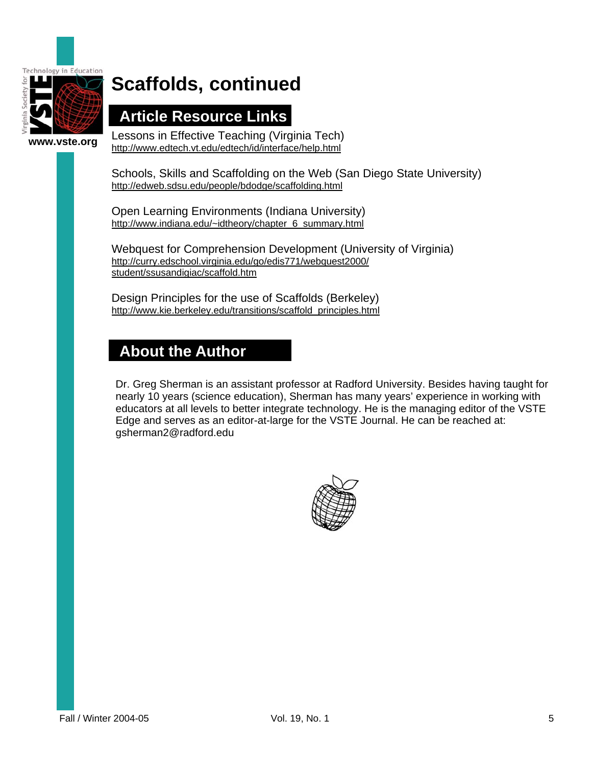# Scaffolds, continued

## Article Resource Links

Lessons in Effective Teaching (Virginia Tech)
http://www.edtech.vt.edu/edtech/id/interface/help.html

Schools, Skills and Scaffolding on the Web (San Diego State University)
http://edweb.sdsu.edu/people/bdodge/scaffolding.html

Open Learning Environments (Indiana University)
http://www.indiana.edu/~idtheory/chapter_6_summary.html

Webquest for Comprehension Development (University of Virginia)
http://curry.edschool.virginia.edu/go/edis771/webquest2000/student/ssusandigiac/scaffold.htm

Design Principles for the use of Scaffolds (Berkeley)
http://www.kie.berkeley.edu/transitions/scaffold_principles.html

## About the Author

Dr. Greg Sherman is an assistant professor at Radford University. Besides having taught for nearly 10 years (science education), Sherman has many years' experience in working with educators at all levels to better integrate technology. He is the managing editor of the VSTE Edge and serves as an editor-at-large for the VSTE Journal. He can be reached at: gsherman2@radford.edu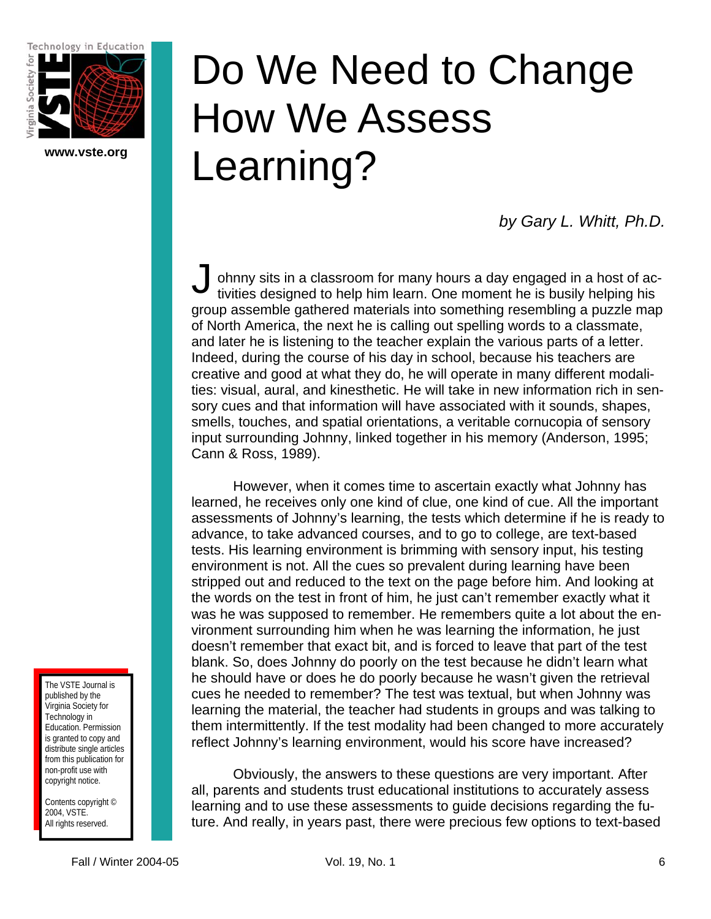# Do We Need to Change How We Assess Learning?

*by Gary L. Whitt, Ph.D.*

Johnny sits in a classroom for many hours a day engaged in a host of activities designed to help him learn. One moment he is busily helping his group assemble gathered materials into something resembling a puzzle map of North America, the next he is calling out spelling words to a classmate, and later he is listening to the teacher explain the various parts of a letter. Indeed, during the course of his day in school, because his teachers are creative and good at what they do, he will operate in many different modalities: visual, aural, and kinesthetic. He will take in new information rich in sensory cues and that information will have associated with it sounds, shapes, smells, touches, and spatial orientations, a veritable cornucopia of sensory input surrounding Johnny, linked together in his memory (Anderson, 1995; Cann & Ross, 1989).

However, when it comes time to ascertain exactly what Johnny has learned, he receives only one kind of clue, one kind of cue. All the important assessments of Johnny's learning, the tests which determine if he is ready to advance, to take advanced courses, and to go to college, are text-based tests. His learning environment is brimming with sensory input, his testing environment is not. All the cues so prevalent during learning have been stripped out and reduced to the text on the page before him. And looking at the words on the test in front of him, he just can't remember exactly what it was he was supposed to remember. He remembers quite a lot about the environment surrounding him when he was learning the information, he just doesn't remember that exact bit, and is forced to leave that part of the test blank. So, does Johnny do poorly on the test because he didn't learn what he should have or does he do poorly because he wasn't given the retrieval cues he needed to remember? The test was textual, but when Johnny was learning the material, the teacher had students in groups and was talking to them intermittently. If the test modality had been changed to more accurately reflect Johnny's learning environment, would his score have increased?

Obviously, the answers to these questions are very important. After all, parents and students trust educational institutions to accurately assess learning and to use these assessments to guide decisions regarding the future. And really, in years past, there were precious few options to text-based

The VSTE Journal is published by the Virginia Society for Technology in Education. Permission is granted to copy and distribute single articles from this publication for non-profit use with copyright notice.

Contents copyright © 2004, VSTE. All rights reserved.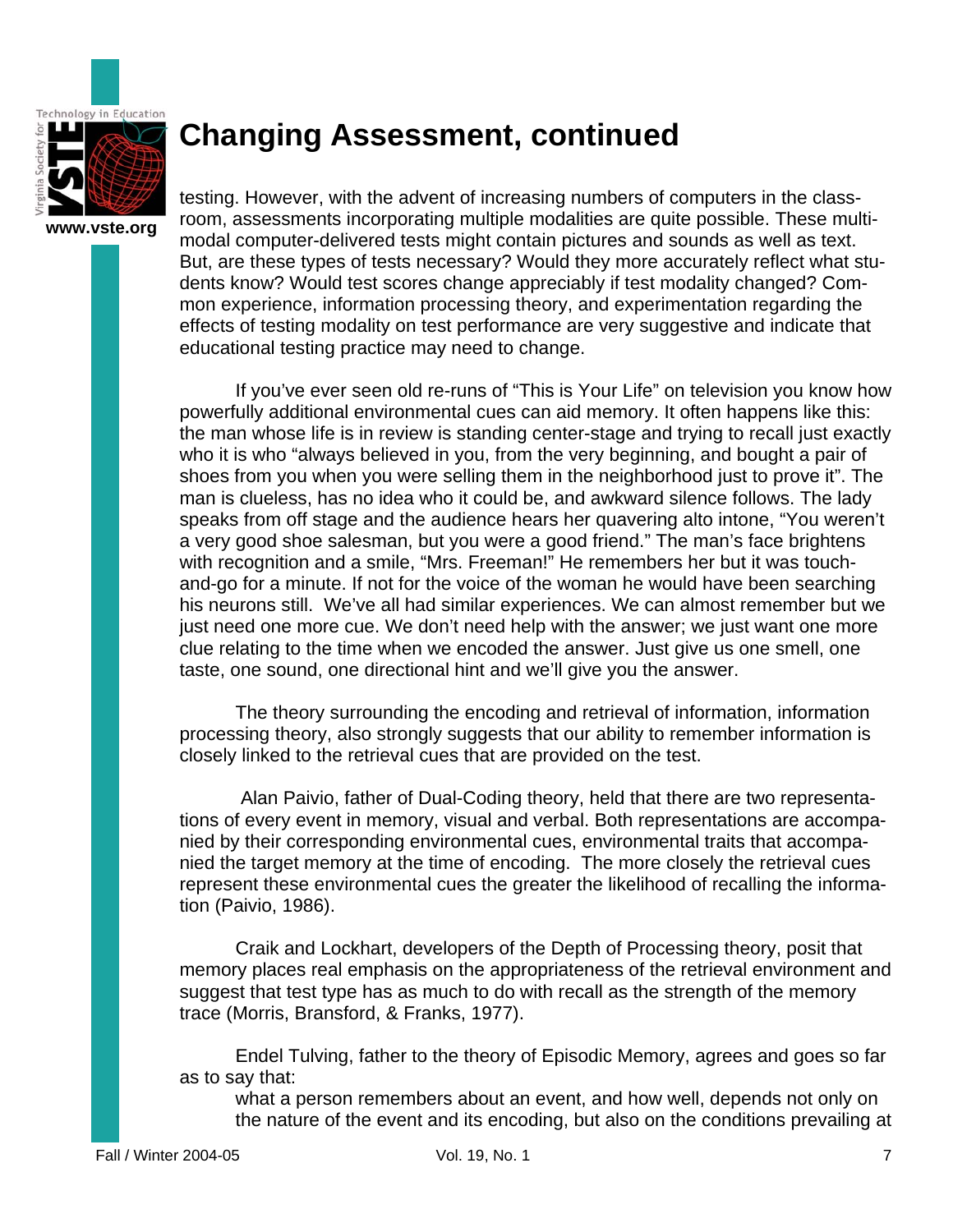# Changing Assessment, continued

testing. However, with the advent of increasing numbers of computers in the classroom, assessments incorporating multiple modalities are quite possible. These multimodal computer-delivered tests might contain pictures and sounds as well as text. But, are these types of tests necessary? Would they more accurately reflect what students know? Would test scores change appreciably if test modality changed? Common experience, information processing theory, and experimentation regarding the effects of testing modality on test performance are very suggestive and indicate that educational testing practice may need to change.

If you've ever seen old re-runs of "This is Your Life" on television you know how powerfully additional environmental cues can aid memory. It often happens like this: the man whose life is in review is standing center-stage and trying to recall just exactly who it is who "always believed in you, from the very beginning, and bought a pair of shoes from you when you were selling them in the neighborhood just to prove it". The man is clueless, has no idea who it could be, and awkward silence follows. The lady speaks from off stage and the audience hears her quavering alto intone, "You weren't a very good shoe salesman, but you were a good friend." The man's face brightens with recognition and a smile, "Mrs. Freeman!" He remembers her but it was touch-and-go for a minute. If not for the voice of the woman he would have been searching his neurons still. We've all had similar experiences. We can almost remember but we just need one more cue. We don't need help with the answer; we just want one more clue relating to the time when we encoded the answer. Just give us one smell, one taste, one sound, one directional hint and we'll give you the answer.

The theory surrounding the encoding and retrieval of information, information processing theory, also strongly suggests that our ability to remember information is closely linked to the retrieval cues that are provided on the test.

Alan Paivio, father of Dual-Coding theory, held that there are two representations of every event in memory, visual and verbal. Both representations are accompanied by their corresponding environmental cues, environmental traits that accompanied the target memory at the time of encoding. The more closely the retrieval cues represent these environmental cues the greater the likelihood of recalling the information (Paivio, 1986).

Craik and Lockhart, developers of the Depth of Processing theory, posit that memory places real emphasis on the appropriateness of the retrieval environment and suggest that test type has as much to do with recall as the strength of the memory trace (Morris, Bransford, & Franks, 1977).

Endel Tulving, father to the theory of Episodic Memory, agrees and goes so far as to say that:

> what a person remembers about an event, and how well, depends not only on the nature of the event and its encoding, but also on the conditions prevailing at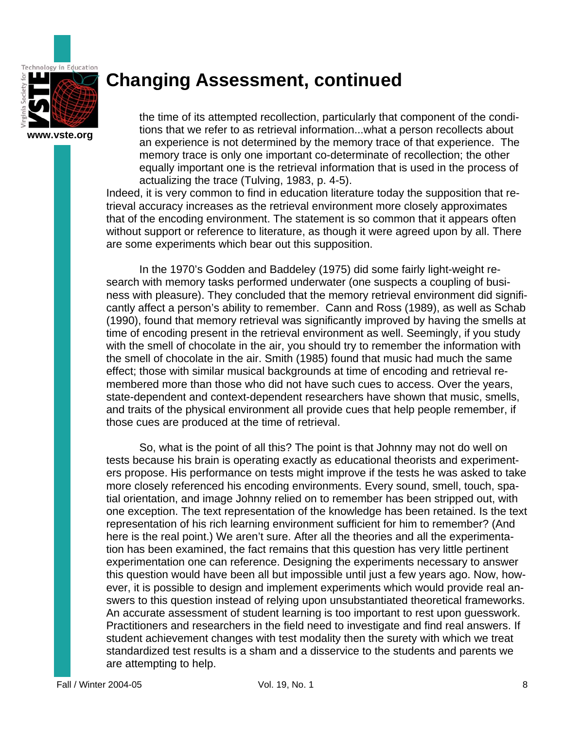# Changing Assessment, continued

> the time of its attempted recollection, particularly that component of the conditions that we refer to as retrieval information...what a person recollects about an experience is not determined by the memory trace of that experience. The memory trace is only one important co-determinate of recollection; the other equally important one is the retrieval information that is used in the process of actualizing the trace (Tulving, 1983, p. 4-5).

Indeed, it is very common to find in education literature today the supposition that retrieval accuracy increases as the retrieval environment more closely approximates that of the encoding environment. The statement is so common that it appears often without support or reference to literature, as though it were agreed upon by all. There are some experiments which bear out this supposition.

In the 1970's Godden and Baddeley (1975) did some fairly light-weight research with memory tasks performed underwater (one suspects a coupling of business with pleasure). They concluded that the memory retrieval environment did significantly affect a person's ability to remember. Cann and Ross (1989), as well as Schab (1990), found that memory retrieval was significantly improved by having the smells at time of encoding present in the retrieval environment as well. Seemingly, if you study with the smell of chocolate in the air, you should try to remember the information with the smell of chocolate in the air. Smith (1985) found that music had much the same effect; those with similar musical backgrounds at time of encoding and retrieval remembered more than those who did not have such cues to access. Over the years, state-dependent and context-dependent researchers have shown that music, smells, and traits of the physical environment all provide cues that help people remember, if those cues are produced at the time of retrieval.

So, what is the point of all this? The point is that Johnny may not do well on tests because his brain is operating exactly as educational theorists and experimenters propose. His performance on tests might improve if the tests he was asked to take more closely referenced his encoding environments. Every sound, smell, touch, spatial orientation, and image Johnny relied on to remember has been stripped out, with one exception. The text representation of the knowledge has been retained. Is the text representation of his rich learning environment sufficient for him to remember? (And here is the real point.) We aren't sure. After all the theories and all the experimentation has been examined, the fact remains that this question has very little pertinent experimentation one can reference. Designing the experiments necessary to answer this question would have been all but impossible until just a few years ago. Now, however, it is possible to design and implement experiments which would provide real answers to this question instead of relying upon unsubstantiated theoretical frameworks. An accurate assessment of student learning is too important to rest upon guesswork. Practitioners and researchers in the field need to investigate and find real answers. If student achievement changes with test modality then the surety with which we treat standardized test results is a sham and a disservice to the students and parents we are attempting to help.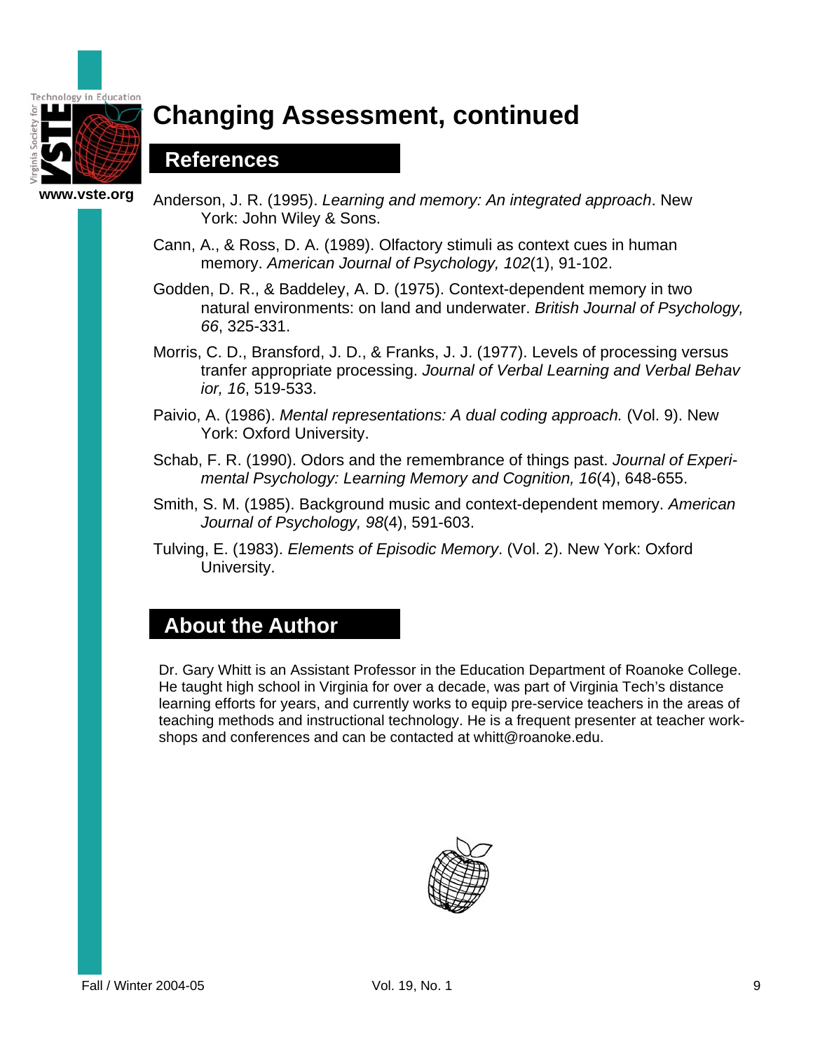# Changing Assessment, continued

## References

Anderson, J. R. (1995). *Learning and memory: An integrated approach*. New York: John Wiley & Sons.

Cann, A., & Ross, D. A. (1989). Olfactory stimuli as context cues in human memory. *American Journal of Psychology, 102*(1), 91-102.

Godden, D. R., & Baddeley, A. D. (1975). Context-dependent memory in two natural environments: on land and underwater. *British Journal of Psychology, 66*, 325-331.

Morris, C. D., Bransford, J. D., & Franks, J. J. (1977). Levels of processing versus tranfer appropriate processing. *Journal of Verbal Learning and Verbal Behavior, 16*, 519-533.

Paivio, A. (1986). *Mental representations: A dual coding approach.* (Vol. 9). New York: Oxford University.

Schab, F. R. (1990). Odors and the remembrance of things past. *Journal of Experimental Psychology: Learning Memory and Cognition, 16*(4), 648-655.

Smith, S. M. (1985). Background music and context-dependent memory. *American Journal of Psychology, 98*(4), 591-603.

Tulving, E. (1983). *Elements of Episodic Memory*. (Vol. 2). New York: Oxford University.

## About the Author

Dr. Gary Whitt is an Assistant Professor in the Education Department of Roanoke College. He taught high school in Virginia for over a decade, was part of Virginia Tech's distance learning efforts for years, and currently works to equip pre-service teachers in the areas of teaching methods and instructional technology. He is a frequent presenter at teacher workshops and conferences and can be contacted at whitt@roanoke.edu.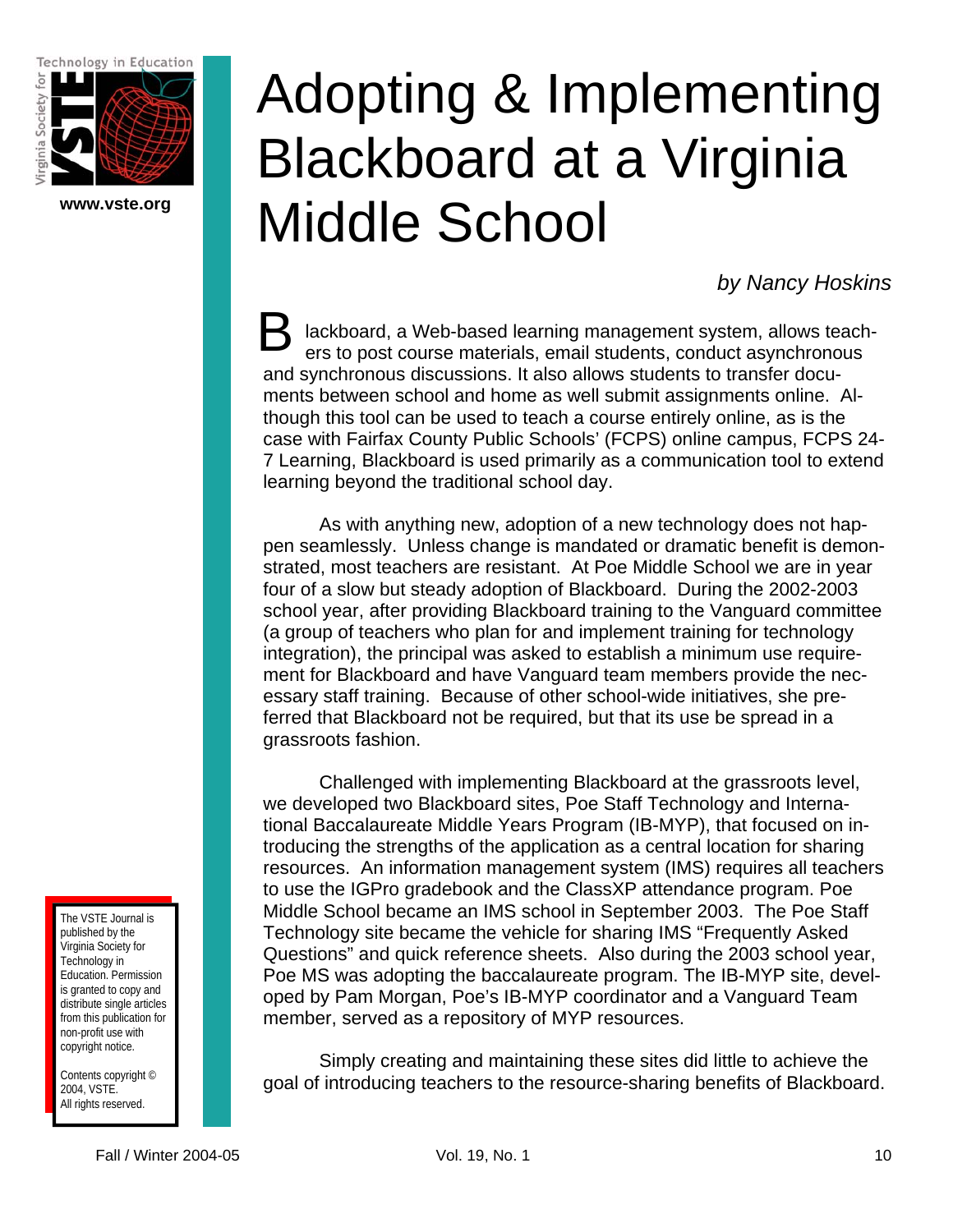# Adopting & Implementing Blackboard at a Virginia Middle School

*by Nancy Hoskins*

Blackboard, a Web-based learning management system, allows teachers to post course materials, email students, conduct asynchronous and synchronous discussions. It also allows students to transfer documents between school and home as well submit assignments online. Although this tool can be used to teach a course entirely online, as is the case with Fairfax County Public Schools' (FCPS) online campus, FCPS 24-7 Learning, Blackboard is used primarily as a communication tool to extend learning beyond the traditional school day.

As with anything new, adoption of a new technology does not happen seamlessly. Unless change is mandated or dramatic benefit is demonstrated, most teachers are resistant. At Poe Middle School we are in year four of a slow but steady adoption of Blackboard. During the 2002-2003 school year, after providing Blackboard training to the Vanguard committee (a group of teachers who plan for and implement training for technology integration), the principal was asked to establish a minimum use requirement for Blackboard and have Vanguard team members provide the necessary staff training. Because of other school-wide initiatives, she preferred that Blackboard not be required, but that its use be spread in a grassroots fashion.

Challenged with implementing Blackboard at the grassroots level, we developed two Blackboard sites, Poe Staff Technology and International Baccalaureate Middle Years Program (IB-MYP), that focused on introducing the strengths of the application as a central location for sharing resources. An information management system (IMS) requires all teachers to use the IGPro gradebook and the ClassXP attendance program. Poe Middle School became an IMS school in September 2003. The Poe Staff Technology site became the vehicle for sharing IMS "Frequently Asked Questions" and quick reference sheets. Also during the 2003 school year, Poe MS was adopting the baccalaureate program. The IB-MYP site, developed by Pam Morgan, Poe's IB-MYP coordinator and a Vanguard Team member, served as a repository of MYP resources.

Simply creating and maintaining these sites did little to achieve the goal of introducing teachers to the resource-sharing benefits of Blackboard.

The VSTE Journal is published by the Virginia Society for Technology in Education. Permission is granted to copy and distribute single articles from this publication for non-profit use with copyright notice.

Contents copyright © 2004, VSTE. All rights reserved.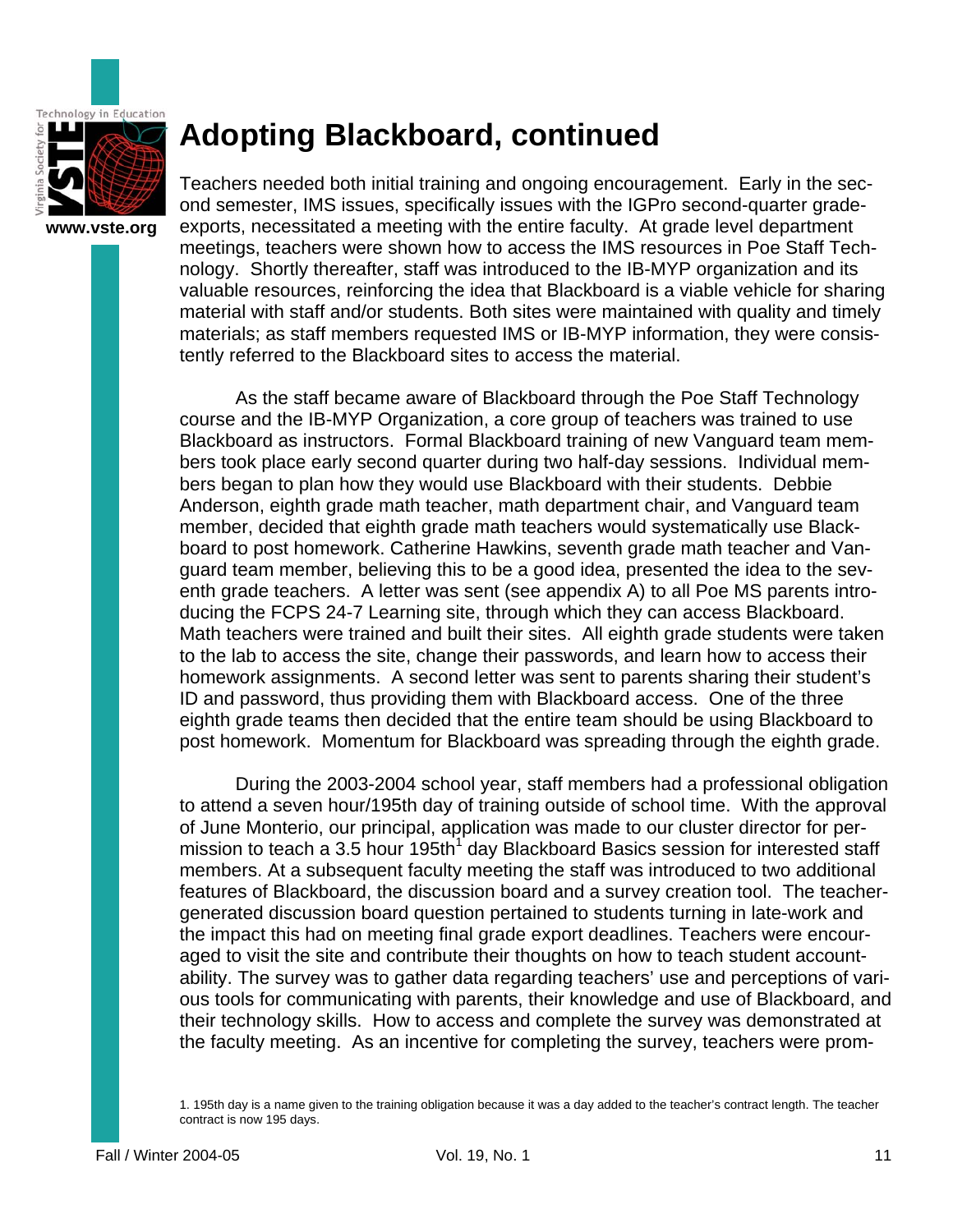# Adopting Blackboard, continued

Teachers needed both initial training and ongoing encouragement. Early in the second semester, IMS issues, specifically issues with the IGPro second-quarter grade-exports, necessitated a meeting with the entire faculty. At grade level department meetings, teachers were shown how to access the IMS resources in Poe Staff Technology. Shortly thereafter, staff was introduced to the IB-MYP organization and its valuable resources, reinforcing the idea that Blackboard is a viable vehicle for sharing material with staff and/or students. Both sites were maintained with quality and timely materials; as staff members requested IMS or IB-MYP information, they were consistently referred to the Blackboard sites to access the material.

As the staff became aware of Blackboard through the Poe Staff Technology course and the IB-MYP Organization, a core group of teachers was trained to use Blackboard as instructors. Formal Blackboard training of new Vanguard team members took place early second quarter during two half-day sessions. Individual members began to plan how they would use Blackboard with their students. Debbie Anderson, eighth grade math teacher, math department chair, and Vanguard team member, decided that eighth grade math teachers would systematically use Blackboard to post homework. Catherine Hawkins, seventh grade math teacher and Vanguard team member, believing this to be a good idea, presented the idea to the seventh grade teachers. A letter was sent (see appendix A) to all Poe MS parents introducing the FCPS 24-7 Learning site, through which they can access Blackboard. Math teachers were trained and built their sites. All eighth grade students were taken to the lab to access the site, change their passwords, and learn how to access their homework assignments. A second letter was sent to parents sharing their student's ID and password, thus providing them with Blackboard access. One of the three eighth grade teams then decided that the entire team should be using Blackboard to post homework. Momentum for Blackboard was spreading through the eighth grade.

During the 2003-2004 school year, staff members had a professional obligation to attend a seven hour/195th day of training outside of school time. With the approval of June Monterio, our principal, application was made to our cluster director for permission to teach a 3.5 hour 195th[1] day Blackboard Basics session for interested staff members. At a subsequent faculty meeting the staff was introduced to two additional features of Blackboard, the discussion board and a survey creation tool. The teacher-generated discussion board question pertained to students turning in late-work and the impact this had on meeting final grade export deadlines. Teachers were encouraged to visit the site and contribute their thoughts on how to teach student accountability. The survey was to gather data regarding teachers' use and perceptions of various tools for communicating with parents, their knowledge and use of Blackboard, and their technology skills. How to access and complete the survey was demonstrated at the faculty meeting. As an incentive for completing the survey, teachers were prom-

1. 195th day is a name given to the training obligation because it was a day added to the teacher's contract length. The teacher contract is now 195 days.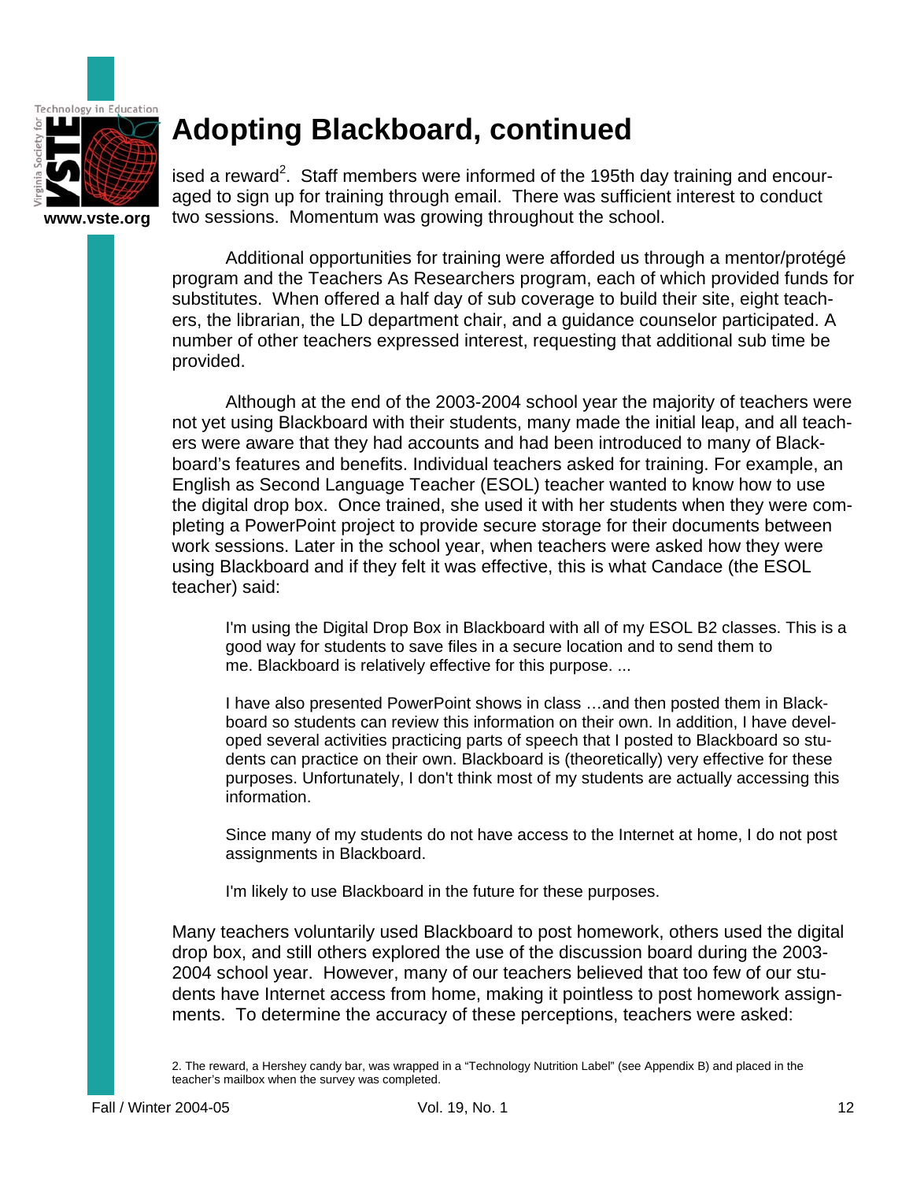# Adopting Blackboard, continued

ised a reward[2]. Staff members were informed of the 195th day training and encouraged to sign up for training through email. There was sufficient interest to conduct two sessions. Momentum was growing throughout the school.

Additional opportunities for training were afforded us through a mentor/protégé program and the Teachers As Researchers program, each of which provided funds for substitutes. When offered a half day of sub coverage to build their site, eight teachers, the librarian, the LD department chair, and a guidance counselor participated. A number of other teachers expressed interest, requesting that additional sub time be provided.

Although at the end of the 2003-2004 school year the majority of teachers were not yet using Blackboard with their students, many made the initial leap, and all teachers were aware that they had accounts and had been introduced to many of Blackboard's features and benefits. Individual teachers asked for training. For example, an English as Second Language Teacher (ESOL) teacher wanted to know how to use the digital drop box. Once trained, she used it with her students when they were completing a PowerPoint project to provide secure storage for their documents between work sessions. Later in the school year, when teachers were asked how they were using Blackboard and if they felt it was effective, this is what Candace (the ESOL teacher) said:

> I'm using the Digital Drop Box in Blackboard with all of my ESOL B2 classes. This is a good way for students to save files in a secure location and to send them to me. Blackboard is relatively effective for this purpose. ...
>
> I have also presented PowerPoint shows in class …and then posted them in Blackboard so students can review this information on their own. In addition, I have developed several activities practicing parts of speech that I posted to Blackboard so students can practice on their own. Blackboard is (theoretically) very effective for these purposes. Unfortunately, I don't think most of my students are actually accessing this information.
>
> Since many of my students do not have access to the Internet at home, I do not post assignments in Blackboard.
>
> I'm likely to use Blackboard in the future for these purposes.

Many teachers voluntarily used Blackboard to post homework, others used the digital drop box, and still others explored the use of the discussion board during the 2003-2004 school year. However, many of our teachers believed that too few of our students have Internet access from home, making it pointless to post homework assignments. To determine the accuracy of these perceptions, teachers were asked:

2. The reward, a Hershey candy bar, was wrapped in a "Technology Nutrition Label" (see Appendix B) and placed in the teacher's mailbox when the survey was completed.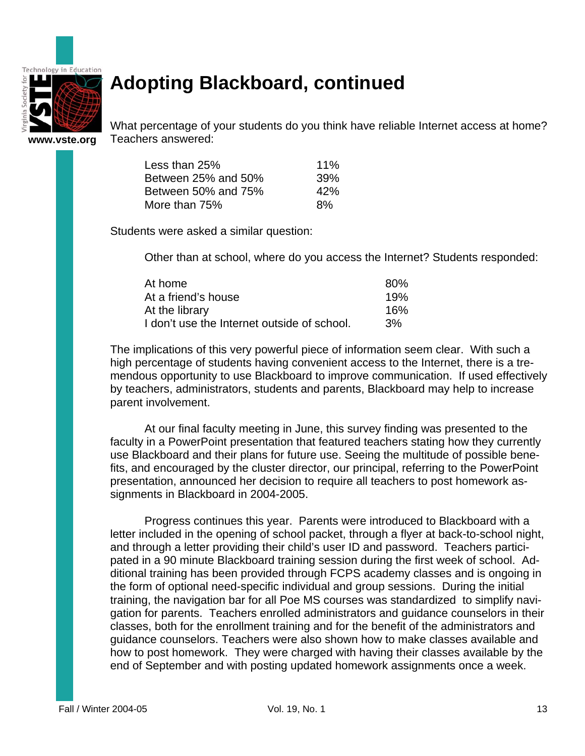# Adopting Blackboard, continued

What percentage of your students do you think have reliable Internet access at home? Teachers answered:

| | |
|---|---|
| Less than 25% | 11% |
| Between 25% and 50% | 39% |
| Between 50% and 75% | 42% |
| More than 75% | 8% |

Students were asked a similar question:

Other than at school, where do you access the Internet? Students responded:

| | |
|---|---|
| At home | 80% |
| At a friend's house | 19% |
| At the library | 16% |
| I don't use the Internet outside of school. | 3% |

The implications of this very powerful piece of information seem clear. With such a high percentage of students having convenient access to the Internet, there is a tremendous opportunity to use Blackboard to improve communication. If used effectively by teachers, administrators, students and parents, Blackboard may help to increase parent involvement.

At our final faculty meeting in June, this survey finding was presented to the faculty in a PowerPoint presentation that featured teachers stating how they currently use Blackboard and their plans for future use. Seeing the multitude of possible benefits, and encouraged by the cluster director, our principal, referring to the PowerPoint presentation, announced her decision to require all teachers to post homework assignments in Blackboard in 2004-2005.

Progress continues this year. Parents were introduced to Blackboard with a letter included in the opening of school packet, through a flyer at back-to-school night, and through a letter providing their child's user ID and password. Teachers participated in a 90 minute Blackboard training session during the first week of school. Additional training has been provided through FCPS academy classes and is ongoing in the form of optional need-specific individual and group sessions. During the initial training, the navigation bar for all Poe MS courses was standardized to simplify navigation for parents. Teachers enrolled administrators and guidance counselors in their classes, both for the enrollment training and for the benefit of the administrators and guidance counselors. Teachers were also shown how to make classes available and how to post homework. They were charged with having their classes available by the end of September and with posting updated homework assignments once a week.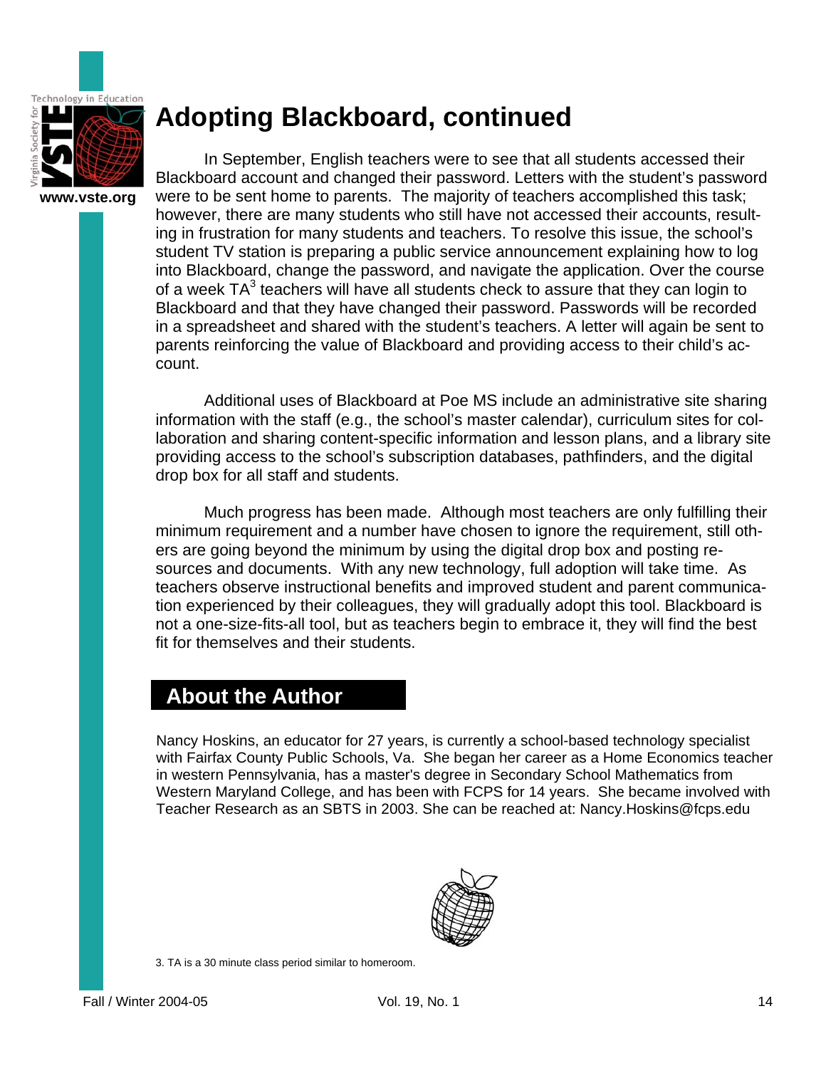# Adopting Blackboard, continued

In September, English teachers were to see that all students accessed their Blackboard account and changed their password. Letters with the student's password were to be sent home to parents. The majority of teachers accomplished this task; however, there are many students who still have not accessed their accounts, resulting in frustration for many students and teachers. To resolve this issue, the school's student TV station is preparing a public service announcement explaining how to log into Blackboard, change the password, and navigate the application. Over the course of a week TA[3] teachers will have all students check to assure that they can login to Blackboard and that they have changed their password. Passwords will be recorded in a spreadsheet and shared with the student's teachers. A letter will again be sent to parents reinforcing the value of Blackboard and providing access to their child's account.

Additional uses of Blackboard at Poe MS include an administrative site sharing information with the staff (e.g., the school's master calendar), curriculum sites for collaboration and sharing content-specific information and lesson plans, and a library site providing access to the school's subscription databases, pathfinders, and the digital drop box for all staff and students.

Much progress has been made. Although most teachers are only fulfilling their minimum requirement and a number have chosen to ignore the requirement, still others are going beyond the minimum by using the digital drop box and posting resources and documents. With any new technology, full adoption will take time. As teachers observe instructional benefits and improved student and parent communication experienced by their colleagues, they will gradually adopt this tool. Blackboard is not a one-size-fits-all tool, but as teachers begin to embrace it, they will find the best fit for themselves and their students.

## About the Author

Nancy Hoskins, an educator for 27 years, is currently a school-based technology specialist with Fairfax County Public Schools, Va. She began her career as a Home Economics teacher in western Pennsylvania, has a master's degree in Secondary School Mathematics from Western Maryland College, and has been with FCPS for 14 years. She became involved with Teacher Research as an SBTS in 2003. She can be reached at: Nancy.Hoskins@fcps.edu

3. TA is a 30 minute class period similar to homeroom.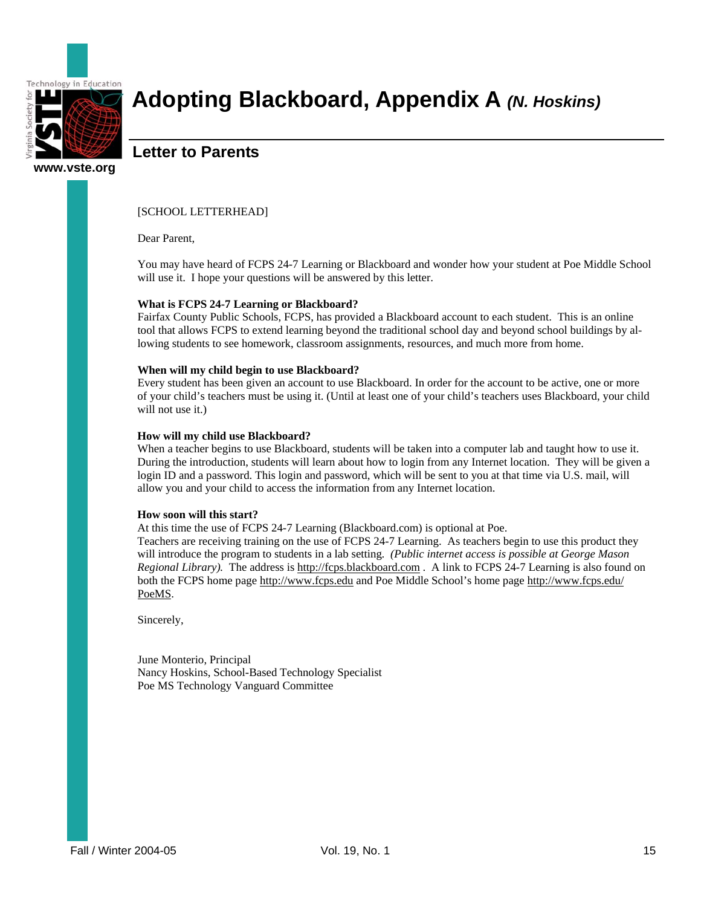# Adopting Blackboard, Appendix A *(N. Hoskins)*

## Letter to Parents

[SCHOOL LETTERHEAD]

Dear Parent,

You may have heard of FCPS 24-7 Learning or Blackboard and wonder how your student at Poe Middle School will use it. I hope your questions will be answered by this letter.

**What is FCPS 24-7 Learning or Blackboard?**
Fairfax County Public Schools, FCPS, has provided a Blackboard account to each student. This is an online tool that allows FCPS to extend learning beyond the traditional school day and beyond school buildings by allowing students to see homework, classroom assignments, resources, and much more from home.

**When will my child begin to use Blackboard?**
Every student has been given an account to use Blackboard. In order for the account to be active, one or more of your child's teachers must be using it. (Until at least one of your child's teachers uses Blackboard, your child will not use it.)

**How will my child use Blackboard?**
When a teacher begins to use Blackboard, students will be taken into a computer lab and taught how to use it. During the introduction, students will learn about how to login from any Internet location. They will be given a login ID and a password. This login and password, which will be sent to you at that time via U.S. mail, will allow you and your child to access the information from any Internet location.

**How soon will this start?**
At this time the use of FCPS 24-7 Learning (Blackboard.com) is optional at Poe.
Teachers are receiving training on the use of FCPS 24-7 Learning. As teachers begin to use this product they will introduce the program to students in a lab setting. *(Public internet access is possible at George Mason Regional Library).* The address is http://fcps.blackboard.com . A link to FCPS 24-7 Learning is also found on both the FCPS home page http://www.fcps.edu and Poe Middle School's home page http://www.fcps.edu/PoeMS.

Sincerely,

June Monterio, Principal
Nancy Hoskins, School-Based Technology Specialist
Poe MS Technology Vanguard Committee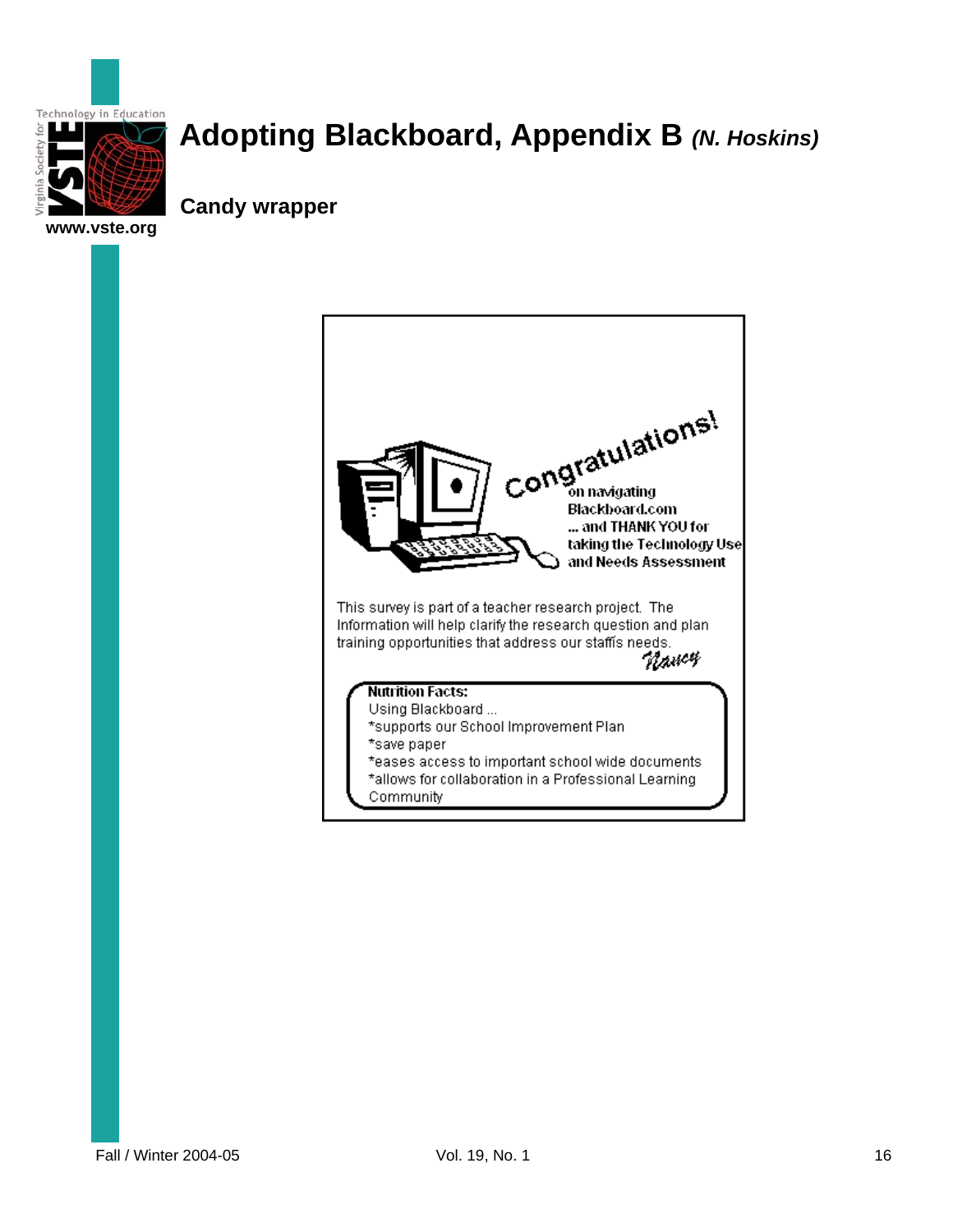# Adopting Blackboard, Appendix B *(N. Hoskins)*

## Candy wrapper

Congratulations!

on navigating Blackboard.com
... and THANK YOU for taking the Technology Use and Needs Assessment

This survey is part of a teacher research project. The Information will help clarify the research question and plan training opportunities that address our staffs needs.

*Nancy*

**Nutrition Facts:**
Using Blackboard ...
*supports our School Improvement Plan
*save paper
*eases access to important school wide documents
*allows for collaboration in a Professional Learning Community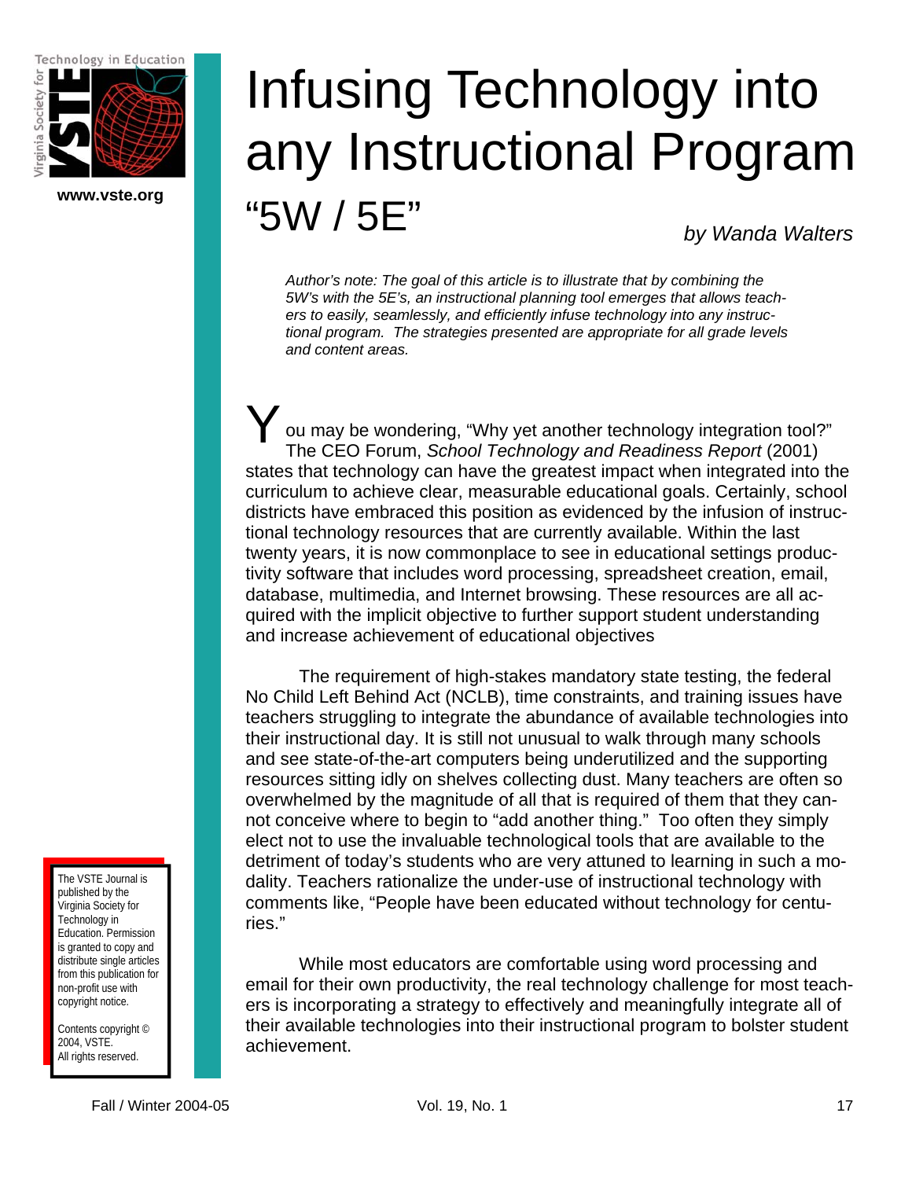# Infusing Technology into any Instructional Program "5W / 5E"

*by Wanda Walters*

*Author's note: The goal of this article is to illustrate that by combining the 5W's with the 5E's, an instructional planning tool emerges that allows teachers to easily, seamlessly, and efficiently infuse technology into any instructional program. The strategies presented are appropriate for all grade levels and content areas.*

You may be wondering, "Why yet another technology integration tool?" The CEO Forum, *School Technology and Readiness Report* (2001) states that technology can have the greatest impact when integrated into the curriculum to achieve clear, measurable educational goals. Certainly, school districts have embraced this position as evidenced by the infusion of instructional technology resources that are currently available. Within the last twenty years, it is now commonplace to see in educational settings productivity software that includes word processing, spreadsheet creation, email, database, multimedia, and Internet browsing. These resources are all acquired with the implicit objective to further support student understanding and increase achievement of educational objectives

The requirement of high-stakes mandatory state testing, the federal No Child Left Behind Act (NCLB), time constraints, and training issues have teachers struggling to integrate the abundance of available technologies into their instructional day. It is still not unusual to walk through many schools and see state-of-the-art computers being underutilized and the supporting resources sitting idly on shelves collecting dust. Many teachers are often so overwhelmed by the magnitude of all that is required of them that they cannot conceive where to begin to "add another thing." Too often they simply elect not to use the invaluable technological tools that are available to the detriment of today's students who are very attuned to learning in such a modality. Teachers rationalize the under-use of instructional technology with comments like, "People have been educated without technology for centuries."

While most educators are comfortable using word processing and email for their own productivity, the real technology challenge for most teachers is incorporating a strategy to effectively and meaningfully integrate all of their available technologies into their instructional program to bolster student achievement.

The VSTE Journal is published by the Virginia Society for Technology in Education. Permission is granted to copy and distribute single articles from this publication for non-profit use with copyright notice.

Contents copyright © 2004, VSTE. All rights reserved.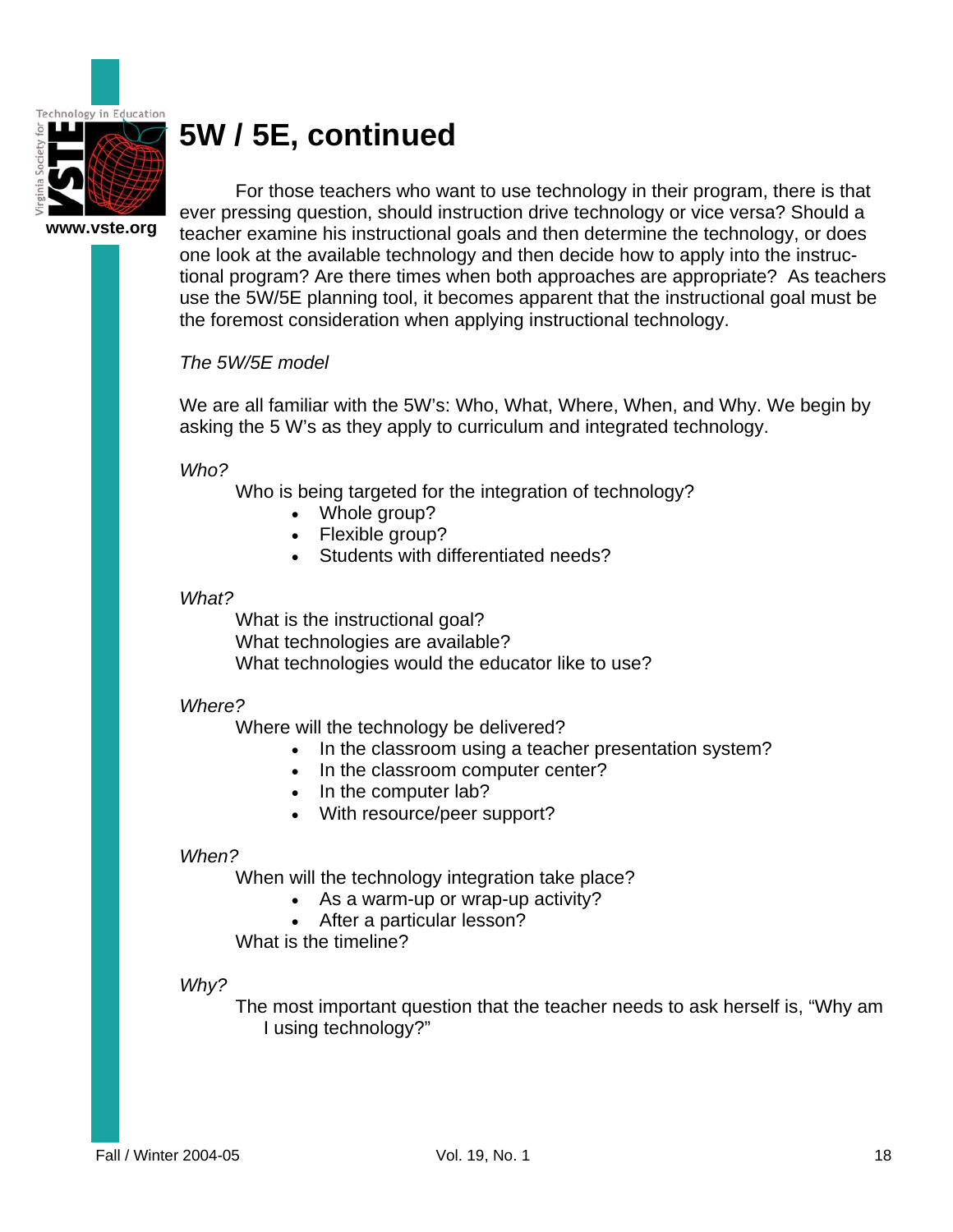# 5W / 5E, continued

For those teachers who want to use technology in their program, there is that ever pressing question, should instruction drive technology or vice versa? Should a teacher examine his instructional goals and then determine the technology, or does one look at the available technology and then decide how to apply into the instructional program? Are there times when both approaches are appropriate? As teachers use the 5W/5E planning tool, it becomes apparent that the instructional goal must be the foremost consideration when applying instructional technology.

*The 5W/5E model*

We are all familiar with the 5W's: Who, What, Where, When, and Why. We begin by asking the 5 W's as they apply to curriculum and integrated technology.

*Who?*

Who is being targeted for the integration of technology?

- Whole group?
- Flexible group?
- Students with differentiated needs?

*What?*

What is the instructional goal?
What technologies are available?
What technologies would the educator like to use?

*Where?*

Where will the technology be delivered?

- In the classroom using a teacher presentation system?
- In the classroom computer center?
- In the computer lab?
- With resource/peer support?

*When?*

When will the technology integration take place?

- As a warm-up or wrap-up activity?
- After a particular lesson?

What is the timeline?

*Why?*

The most important question that the teacher needs to ask herself is, "Why am I using technology?"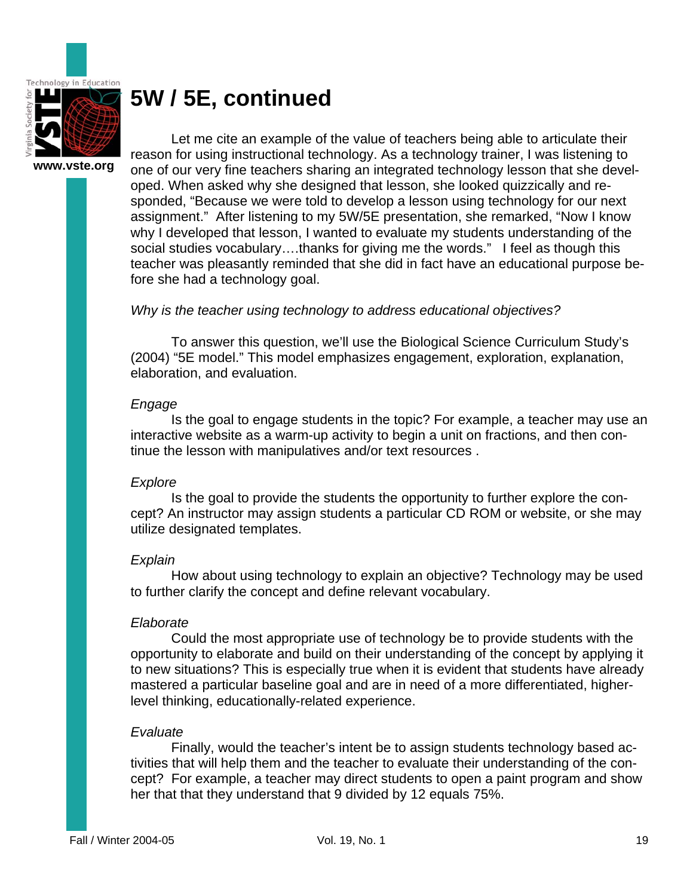# 5W / 5E, continued

Let me cite an example of the value of teachers being able to articulate their reason for using instructional technology. As a technology trainer, I was listening to one of our very fine teachers sharing an integrated technology lesson that she developed. When asked why she designed that lesson, she looked quizzically and responded, "Because we were told to develop a lesson using technology for our next assignment." After listening to my 5W/5E presentation, she remarked, "Now I know why I developed that lesson, I wanted to evaluate my students understanding of the social studies vocabulary….thanks for giving me the words." I feel as though this teacher was pleasantly reminded that she did in fact have an educational purpose before she had a technology goal.

*Why is the teacher using technology to address educational objectives?*

To answer this question, we'll use the Biological Science Curriculum Study's (2004) "5E model." This model emphasizes engagement, exploration, explanation, elaboration, and evaluation.

*Engage*

Is the goal to engage students in the topic? For example, a teacher may use an interactive website as a warm-up activity to begin a unit on fractions, and then continue the lesson with manipulatives and/or text resources .

*Explore*

Is the goal to provide the students the opportunity to further explore the concept? An instructor may assign students a particular CD ROM or website, or she may utilize designated templates.

*Explain*

How about using technology to explain an objective? Technology may be used to further clarify the concept and define relevant vocabulary.

*Elaborate*

Could the most appropriate use of technology be to provide students with the opportunity to elaborate and build on their understanding of the concept by applying it to new situations? This is especially true when it is evident that students have already mastered a particular baseline goal and are in need of a more differentiated, higher-level thinking, educationally-related experience.

*Evaluate*

Finally, would the teacher's intent be to assign students technology based activities that will help them and the teacher to evaluate their understanding of the concept? For example, a teacher may direct students to open a paint program and show her that that they understand that 9 divided by 12 equals 75%.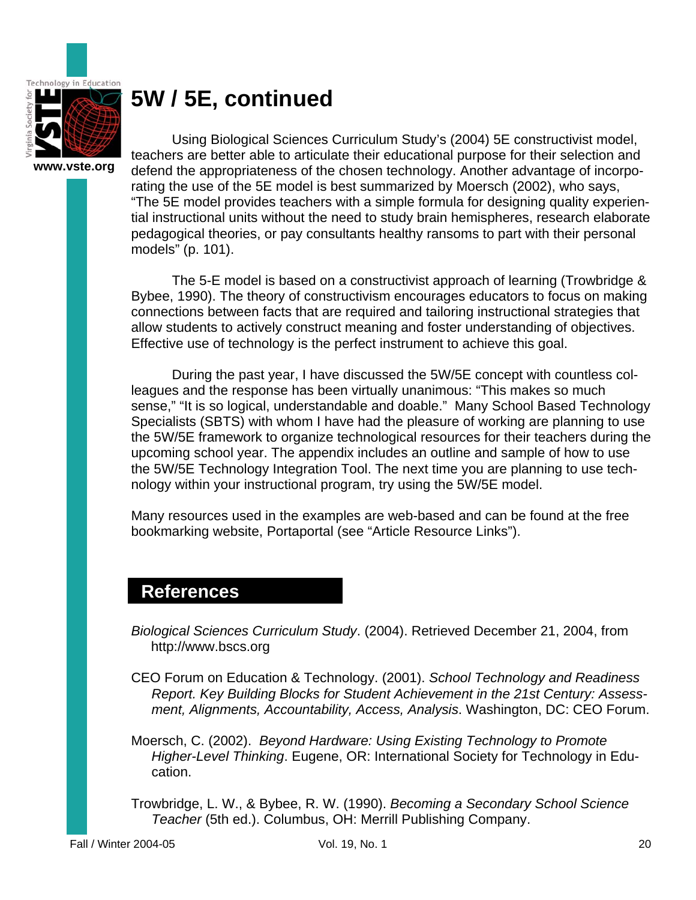# 5W / 5E, continued

Using Biological Sciences Curriculum Study's (2004) 5E constructivist model, teachers are better able to articulate their educational purpose for their selection and defend the appropriateness of the chosen technology. Another advantage of incorporating the use of the 5E model is best summarized by Moersch (2002), who says, "The 5E model provides teachers with a simple formula for designing quality experiential instructional units without the need to study brain hemispheres, research elaborate pedagogical theories, or pay consultants healthy ransoms to part with their personal models" (p. 101).

The 5-E model is based on a constructivist approach of learning (Trowbridge & Bybee, 1990). The theory of constructivism encourages educators to focus on making connections between facts that are required and tailoring instructional strategies that allow students to actively construct meaning and foster understanding of objectives. Effective use of technology is the perfect instrument to achieve this goal.

During the past year, I have discussed the 5W/5E concept with countless colleagues and the response has been virtually unanimous: "This makes so much sense," "It is so logical, understandable and doable." Many School Based Technology Specialists (SBTS) with whom I have had the pleasure of working are planning to use the 5W/5E framework to organize technological resources for their teachers during the upcoming school year. The appendix includes an outline and sample of how to use the 5W/5E Technology Integration Tool. The next time you are planning to use technology within your instructional program, try using the 5W/5E model.

Many resources used in the examples are web-based and can be found at the free bookmarking website, Portaportal (see "Article Resource Links").

## References

*Biological Sciences Curriculum Study*. (2004). Retrieved December 21, 2004, from http://www.bscs.org

CEO Forum on Education & Technology. (2001). *School Technology and Readiness Report. Key Building Blocks for Student Achievement in the 21st Century: Assessment, Alignments, Accountability, Access, Analysis*. Washington, DC: CEO Forum.

Moersch, C. (2002). *Beyond Hardware: Using Existing Technology to Promote Higher-Level Thinking*. Eugene, OR: International Society for Technology in Education.

Trowbridge, L. W., & Bybee, R. W. (1990). *Becoming a Secondary School Science Teacher* (5th ed.). Columbus, OH: Merrill Publishing Company.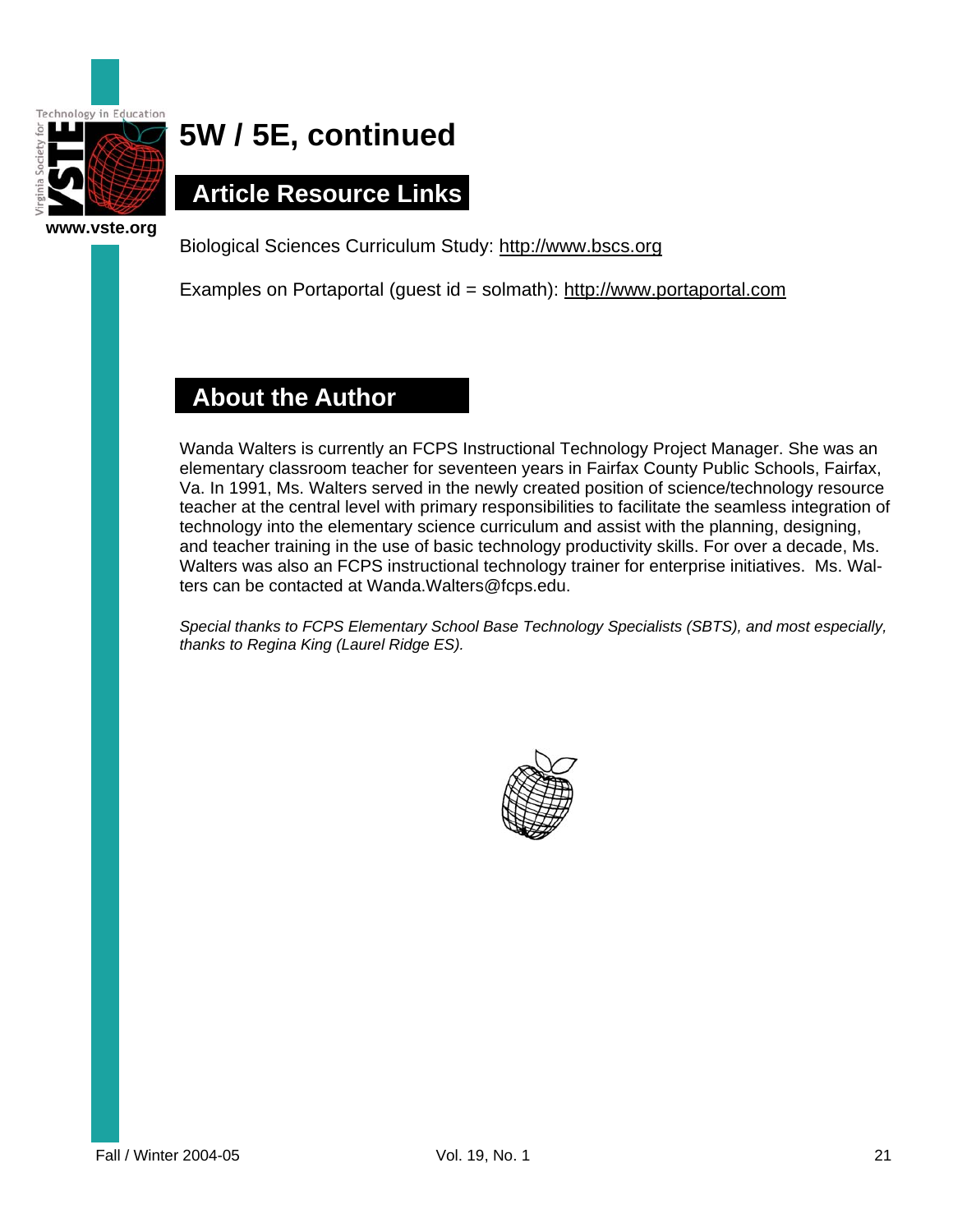# 5W / 5E, continued

## Article Resource Links

Biological Sciences Curriculum Study: http://www.bscs.org

Examples on Portaportal (guest id = solmath): http://www.portaportal.com

## About the Author

Wanda Walters is currently an FCPS Instructional Technology Project Manager. She was an elementary classroom teacher for seventeen years in Fairfax County Public Schools, Fairfax, Va. In 1991, Ms. Walters served in the newly created position of science/technology resource teacher at the central level with primary responsibilities to facilitate the seamless integration of technology into the elementary science curriculum and assist with the planning, designing, and teacher training in the use of basic technology productivity skills. For over a decade, Ms. Walters was also an FCPS instructional technology trainer for enterprise initiatives. Ms. Walters can be contacted at Wanda.Walters@fcps.edu.

*Special thanks to FCPS Elementary School Base Technology Specialists (SBTS), and most especially, thanks to Regina King (Laurel Ridge ES).*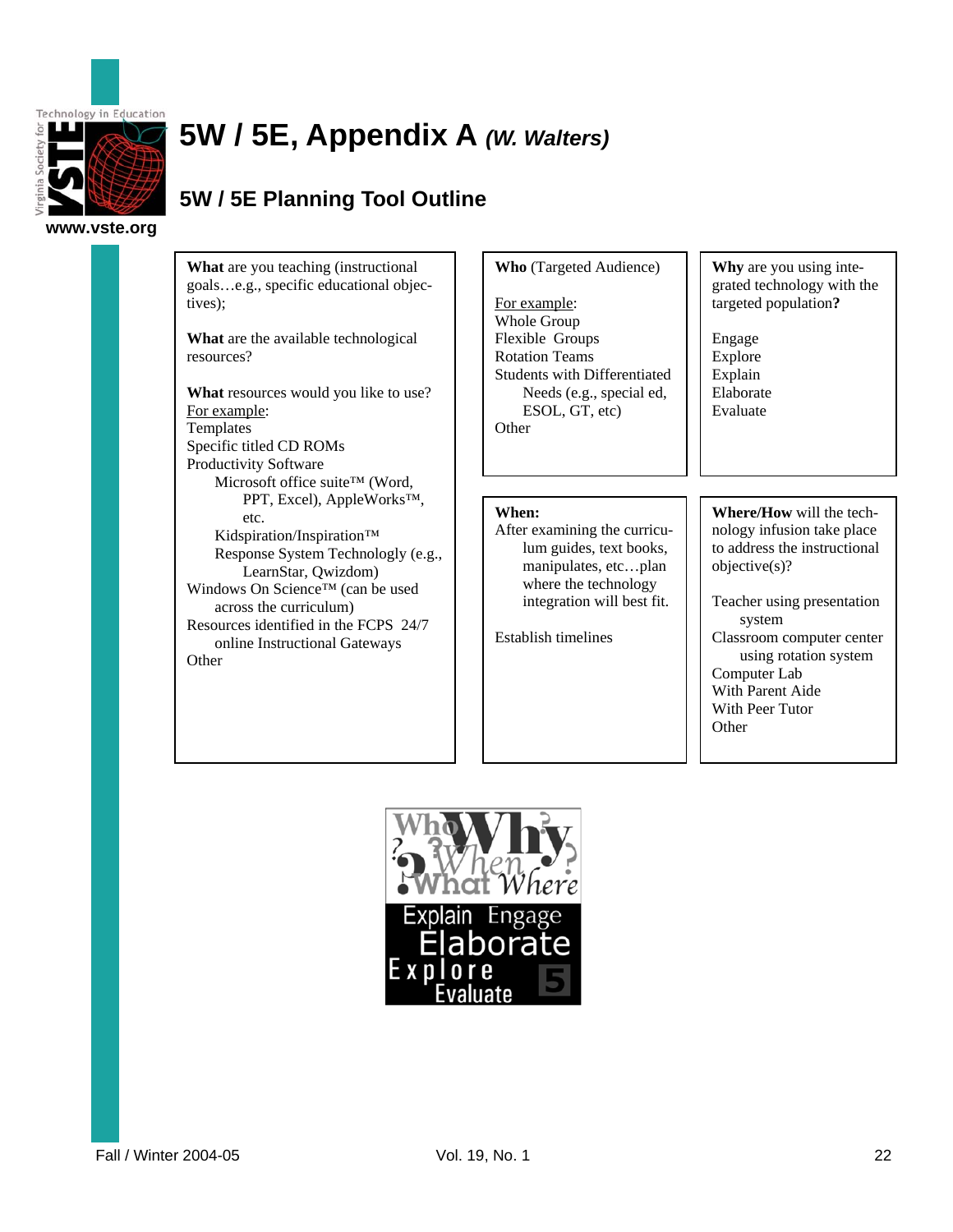# 5W / 5E, Appendix A *(W. Walters)*

## 5W / 5E Planning Tool Outline

**What** are you teaching (instructional goals…e.g., specific educational objectives);

**What** are the available technological resources?

**What** resources would you like to use?
For example:
Templates
Specific titled CD ROMs
Productivity Software
- Microsoft office suite™ (Word, PPT, Excel), AppleWorks™, etc.
- Kidspiration/Inspiration™
- Response System Technology (e.g., LearnStar, Qwizdom)

Windows On Science™ (can be used across the curriculum)
Resources identified in the FCPS 24/7 online Instructional Gateways
Other

**Who** (Targeted Audience)

For example:
Whole Group
Flexible Groups
Rotation Teams
Students with Differentiated Needs (e.g., special ed, ESOL, GT, etc)
Other

**Why** are you using integrated technology with the targeted population**?**

Engage
Explore
Explain
Elaborate
Evaluate

**When:**
After examining the curriculum guides, text books, manipulates, etc…plan where the technology integration will best fit.

Establish timelines

**Where/How** will the technology infusion take place to address the instructional objective(s)?

Teacher using presentation system
Classroom computer center using rotation system
Computer Lab
With Parent Aide
With Peer Tutor
Other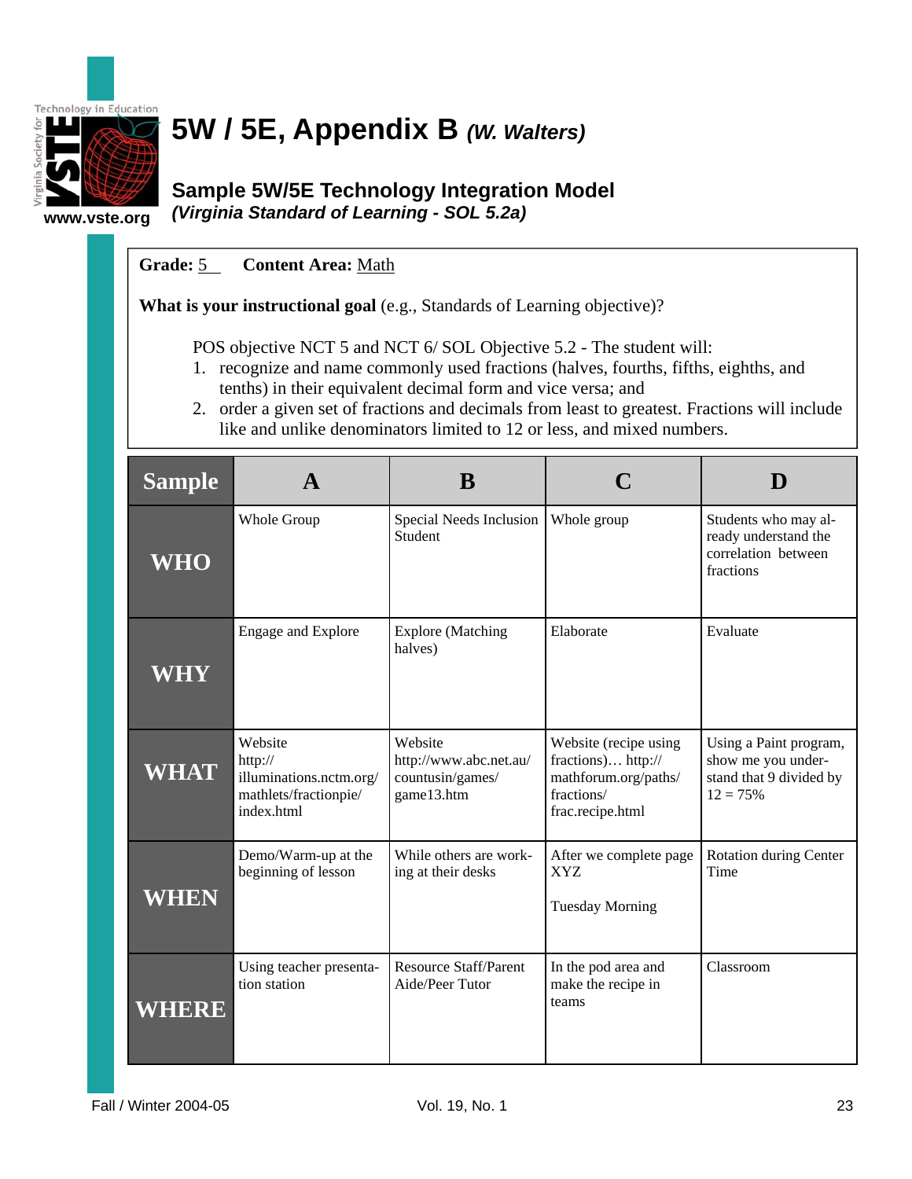# 5W / 5E, Appendix B *(W. Walters)*

## Sample 5W/5E Technology Integration Model

***(Virginia Standard of Learning - SOL 5.2a)***

**Grade:** 5 **Content Area:** Math

**What is your instructional goal** (e.g., Standards of Learning objective)?

POS objective NCT 5 and NCT 6/ SOL Objective 5.2 - The student will:

1. recognize and name commonly used fractions (halves, fourths, fifths, eighths, and tenths) in their equivalent decimal form and vice versa; and
2. order a given set of fractions and decimals from least to greatest. Fractions will include like and unlike denominators limited to 12 or less, and mixed numbers.

| Sample | A | B | C | D |
|---|---|---|---|---|
| **WHO** | Whole Group | Special Needs Inclusion Student | Whole group | Students who may already understand the correlation between fractions |
| **WHY** | Engage and Explore | Explore (Matching halves) | Elaborate | Evaluate |
| **WHAT** | Website http://illuminations.nctm.org/mathlets/fractionpie/index.html | Website http://www.abc.net.au/countusin/games/game13.htm | Website (recipe using fractions)… http://mathforum.org/paths/fractions/frac.recipe.html | Using a Paint program, show me you understand that 9 divided by 12 = 75% |
| **WHEN** | Demo/Warm-up at the beginning of lesson | While others are working at their desks | After we complete page XYZ<br><br>Tuesday Morning | Rotation during Center Time |
| **WHERE** | Using teacher presentation station | Resource Staff/Parent Aide/Peer Tutor | In the pod area and make the recipe in teams | Classroom |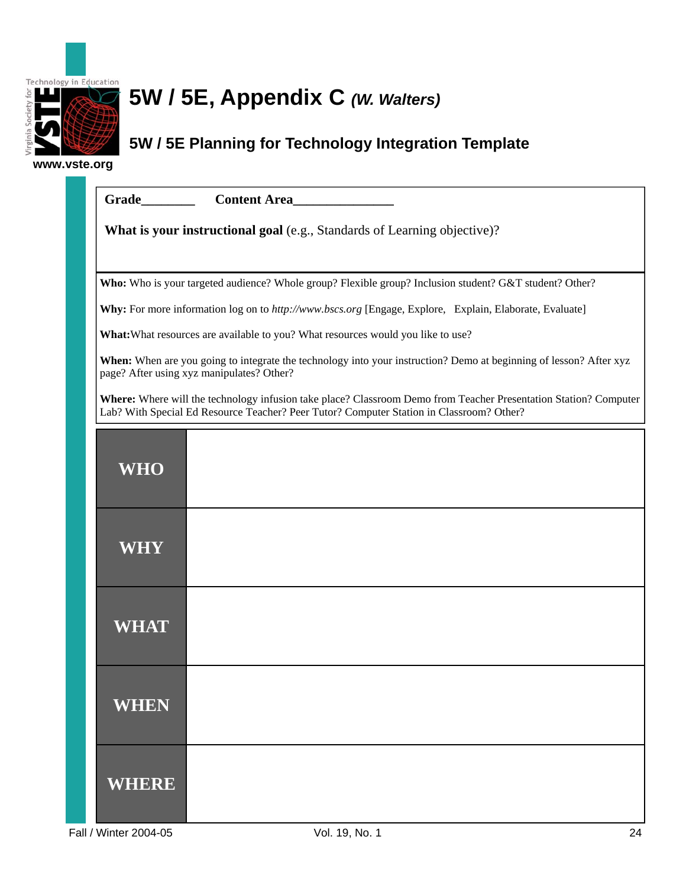# 5W / 5E, Appendix C *(W. Walters)*

## 5W / 5E Planning for Technology Integration Template

**Grade**________ **Content Area**_______________

**What is your instructional goal** (e.g., Standards of Learning objective)?

**Who:** Who is your targeted audience? Whole group? Flexible group? Inclusion student? G&T student? Other?

**Why:** For more information log on to *http://www.bscs.org* [Engage, Explore, Explain, Elaborate, Evaluate]

**What:** What resources are available to you? What resources would you like to use?

**When:** When are you going to integrate the technology into your instruction? Demo at beginning of lesson? After xyz page? After using xyz manipulates? Other?

**Where:** Where will the technology infusion take place? Classroom Demo from Teacher Presentation Station? Computer Lab? With Special Ed Resource Teacher? Peer Tutor? Computer Station in Classroom? Other?

| | |
|---|---|
| **WHO** | |
| **WHY** | |
| **WHAT** | |
| **WHEN** | |
| **WHERE** | |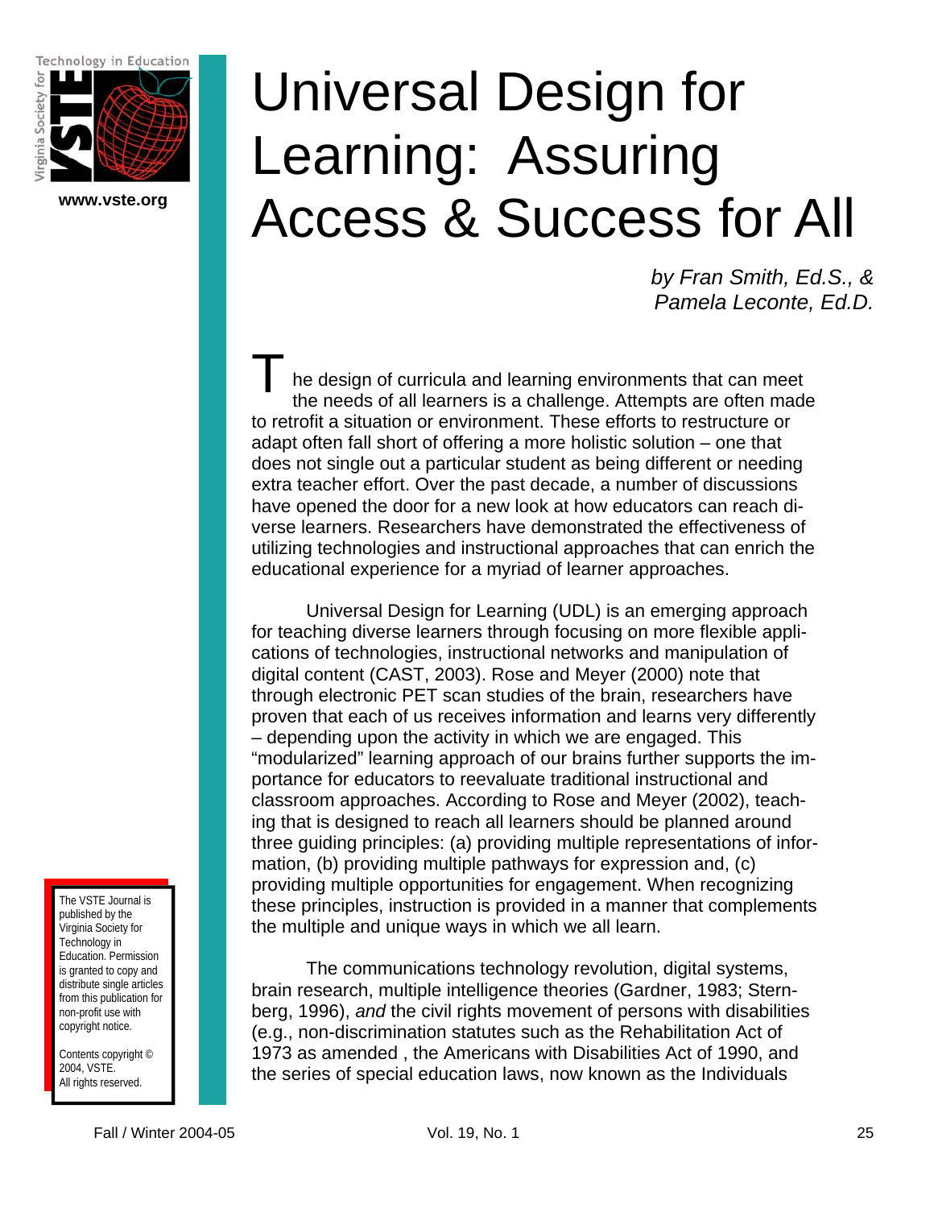# Universal Design for Learning: Assuring Access & Success for All

*by Fran Smith, Ed.S., & Pamela Leconte, Ed.D.*

The design of curricula and learning environments that can meet the needs of all learners is a challenge. Attempts are often made to retrofit a situation or environment. These efforts to restructure or adapt often fall short of offering a more holistic solution – one that does not single out a particular student as being different or needing extra teacher effort. Over the past decade, a number of discussions have opened the door for a new look at how educators can reach diverse learners. Researchers have demonstrated the effectiveness of utilizing technologies and instructional approaches that can enrich the educational experience for a myriad of learner approaches.

Universal Design for Learning (UDL) is an emerging approach for teaching diverse learners through focusing on more flexible applications of technologies, instructional networks and manipulation of digital content (CAST, 2003). Rose and Meyer (2000) note that through electronic PET scan studies of the brain, researchers have proven that each of us receives information and learns very differently – depending upon the activity in which we are engaged. This "modularized" learning approach of our brains further supports the importance for educators to reevaluate traditional instructional and classroom approaches. According to Rose and Meyer (2002), teaching that is designed to reach all learners should be planned around three guiding principles: (a) providing multiple representations of information, (b) providing multiple pathways for expression and, (c) providing multiple opportunities for engagement. When recognizing these principles, instruction is provided in a manner that complements the multiple and unique ways in which we all learn.

The communications technology revolution, digital systems, brain research, multiple intelligence theories (Gardner, 1983; Sternberg, 1996), *and* the civil rights movement of persons with disabilities (e.g., non-discrimination statutes such as the Rehabilitation Act of 1973 as amended , the Americans with Disabilities Act of 1990, and the series of special education laws, now known as the Individuals

The VSTE Journal is published by the Virginia Society for Technology in Education. Permission is granted to copy and distribute single articles from this publication for non-profit use with copyright notice.

Contents copyright © 2004, VSTE. All rights reserved.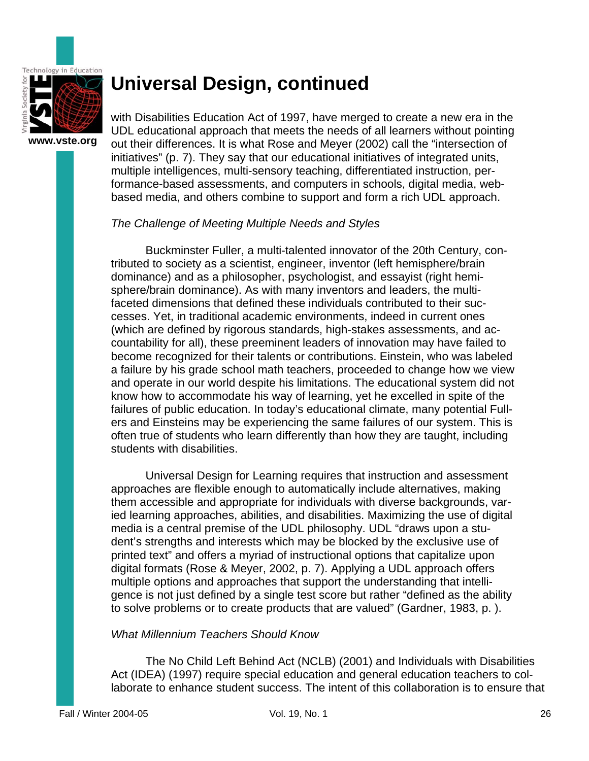# Universal Design, continued

with Disabilities Education Act of 1997, have merged to create a new era in the UDL educational approach that meets the needs of all learners without pointing out their differences. It is what Rose and Meyer (2002) call the "intersection of initiatives" (p. 7). They say that our educational initiatives of integrated units, multiple intelligences, multi-sensory teaching, differentiated instruction, performance-based assessments, and computers in schools, digital media, web-based media, and others combine to support and form a rich UDL approach.

*The Challenge of Meeting Multiple Needs and Styles*

Buckminster Fuller, a multi-talented innovator of the 20th Century, contributed to society as a scientist, engineer, inventor (left hemisphere/brain dominance) and as a philosopher, psychologist, and essayist (right hemisphere/brain dominance). As with many inventors and leaders, the multi-faceted dimensions that defined these individuals contributed to their successes. Yet, in traditional academic environments, indeed in current ones (which are defined by rigorous standards, high-stakes assessments, and accountability for all), these preeminent leaders of innovation may have failed to become recognized for their talents or contributions. Einstein, who was labeled a failure by his grade school math teachers, proceeded to change how we view and operate in our world despite his limitations. The educational system did not know how to accommodate his way of learning, yet he excelled in spite of the failures of public education. In today's educational climate, many potential Fullers and Einsteins may be experiencing the same failures of our system. This is often true of students who learn differently than how they are taught, including students with disabilities.

Universal Design for Learning requires that instruction and assessment approaches are flexible enough to automatically include alternatives, making them accessible and appropriate for individuals with diverse backgrounds, varied learning approaches, abilities, and disabilities. Maximizing the use of digital media is a central premise of the UDL philosophy. UDL "draws upon a student's strengths and interests which may be blocked by the exclusive use of printed text" and offers a myriad of instructional options that capitalize upon digital formats (Rose & Meyer, 2002, p. 7). Applying a UDL approach offers multiple options and approaches that support the understanding that intelligence is not just defined by a single test score but rather "defined as the ability to solve problems or to create products that are valued" (Gardner, 1983, p. ).

*What Millennium Teachers Should Know*

The No Child Left Behind Act (NCLB) (2001) and Individuals with Disabilities Act (IDEA) (1997) require special education and general education teachers to collaborate to enhance student success. The intent of this collaboration is to ensure that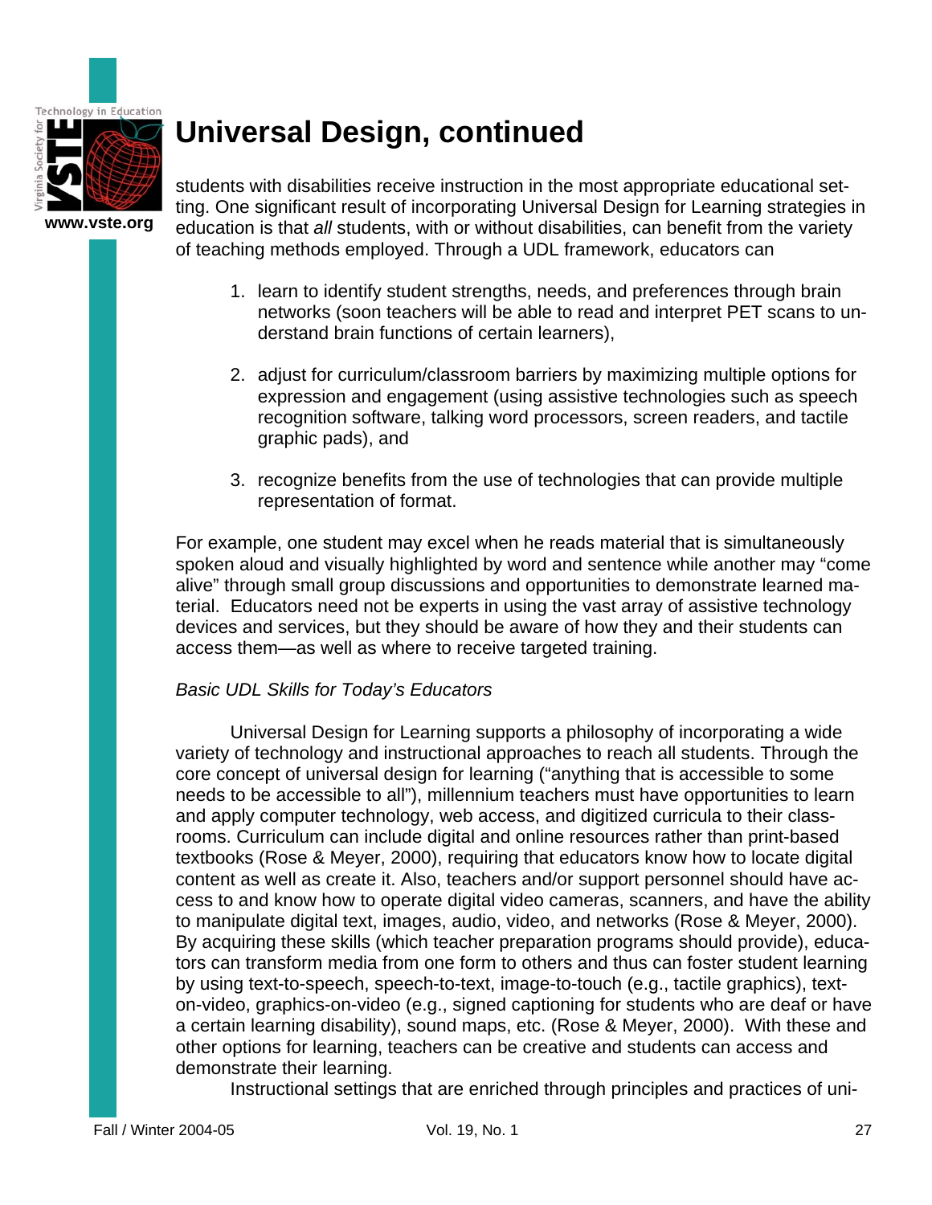# Universal Design, continued

students with disabilities receive instruction in the most appropriate educational setting. One significant result of incorporating Universal Design for Learning strategies in education is that *all* students, with or without disabilities, can benefit from the variety of teaching methods employed. Through a UDL framework, educators can

1. learn to identify student strengths, needs, and preferences through brain networks (soon teachers will be able to read and interpret PET scans to understand brain functions of certain learners),

2. adjust for curriculum/classroom barriers by maximizing multiple options for expression and engagement (using assistive technologies such as speech recognition software, talking word processors, screen readers, and tactile graphic pads), and

3. recognize benefits from the use of technologies that can provide multiple representation of format.

For example, one student may excel when he reads material that is simultaneously spoken aloud and visually highlighted by word and sentence while another may "come alive" through small group discussions and opportunities to demonstrate learned material. Educators need not be experts in using the vast array of assistive technology devices and services, but they should be aware of how they and their students can access them—as well as where to receive targeted training.

*Basic UDL Skills for Today's Educators*

Universal Design for Learning supports a philosophy of incorporating a wide variety of technology and instructional approaches to reach all students. Through the core concept of universal design for learning ("anything that is accessible to some needs to be accessible to all"), millennium teachers must have opportunities to learn and apply computer technology, web access, and digitized curricula to their classrooms. Curriculum can include digital and online resources rather than print-based textbooks (Rose & Meyer, 2000), requiring that educators know how to locate digital content as well as create it. Also, teachers and/or support personnel should have access to and know how to operate digital video cameras, scanners, and have the ability to manipulate digital text, images, audio, video, and networks (Rose & Meyer, 2000). By acquiring these skills (which teacher preparation programs should provide), educators can transform media from one form to others and thus can foster student learning by using text-to-speech, speech-to-text, image-to-touch (e.g., tactile graphics), text-on-video, graphics-on-video (e.g., signed captioning for students who are deaf or have a certain learning disability), sound maps, etc. (Rose & Meyer, 2000). With these and other options for learning, teachers can be creative and students can access and demonstrate their learning.

Instructional settings that are enriched through principles and practices of uni-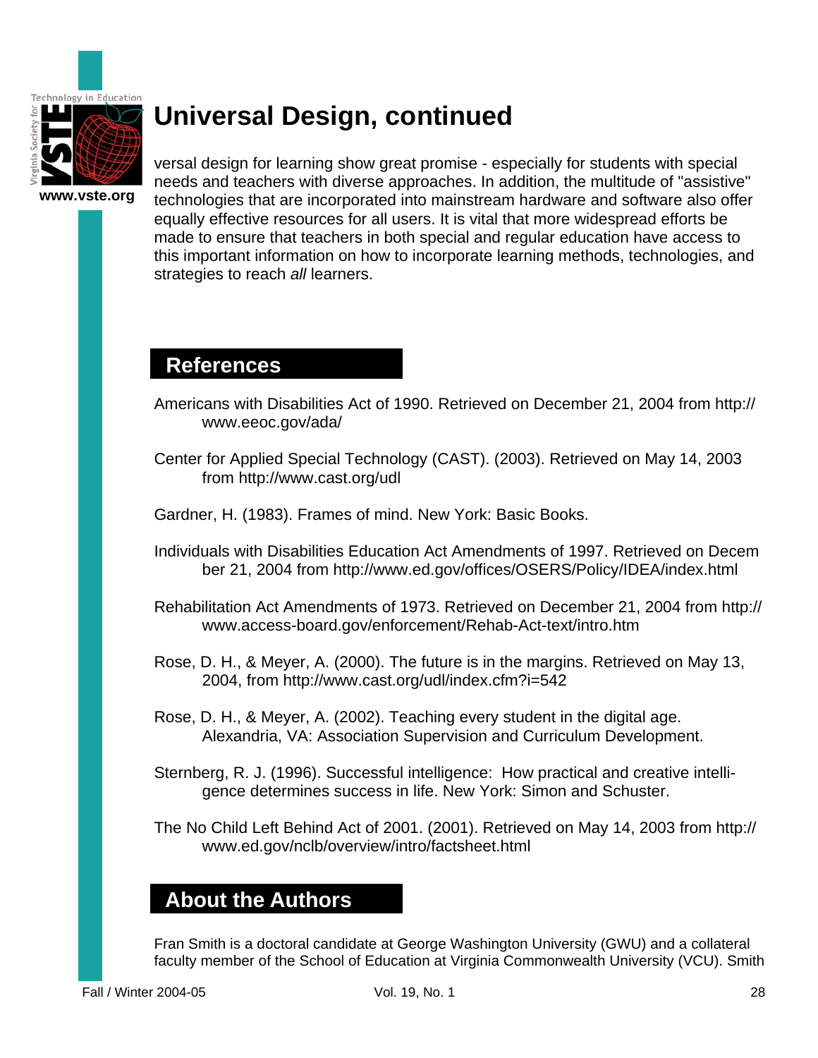## Universal Design, continued

versal design for learning show great promise - especially for students with special needs and teachers with diverse approaches. In addition, the multitude of "assistive" technologies that are incorporated into mainstream hardware and software also offer equally effective resources for all users. It is vital that more widespread efforts be made to ensure that teachers in both special and regular education have access to this important information on how to incorporate learning methods, technologies, and strategies to reach *all* learners.

## References

Americans with Disabilities Act of 1990. Retrieved on December 21, 2004 from http://www.eeoc.gov/ada/

Center for Applied Special Technology (CAST). (2003). Retrieved on May 14, 2003 from http://www.cast.org/udl

Gardner, H. (1983). Frames of mind. New York: Basic Books.

Individuals with Disabilities Education Act Amendments of 1997. Retrieved on December 21, 2004 from http://www.ed.gov/offices/OSERS/Policy/IDEA/index.html

Rehabilitation Act Amendments of 1973. Retrieved on December 21, 2004 from http://www.access-board.gov/enforcement/Rehab-Act-text/intro.htm

Rose, D. H., & Meyer, A. (2000). The future is in the margins. Retrieved on May 13, 2004, from http://www.cast.org/udl/index.cfm?i=542

Rose, D. H., & Meyer, A. (2002). Teaching every student in the digital age. Alexandria, VA: Association Supervision and Curriculum Development.

Sternberg, R. J. (1996). Successful intelligence: How practical and creative intelligence determines success in life. New York: Simon and Schuster.

The No Child Left Behind Act of 2001. (2001). Retrieved on May 14, 2003 from http://www.ed.gov/nclb/overview/intro/factsheet.html

## About the Authors

Fran Smith is a doctoral candidate at George Washington University (GWU) and a collateral faculty member of the School of Education at Virginia Commonwealth University (VCU). Smith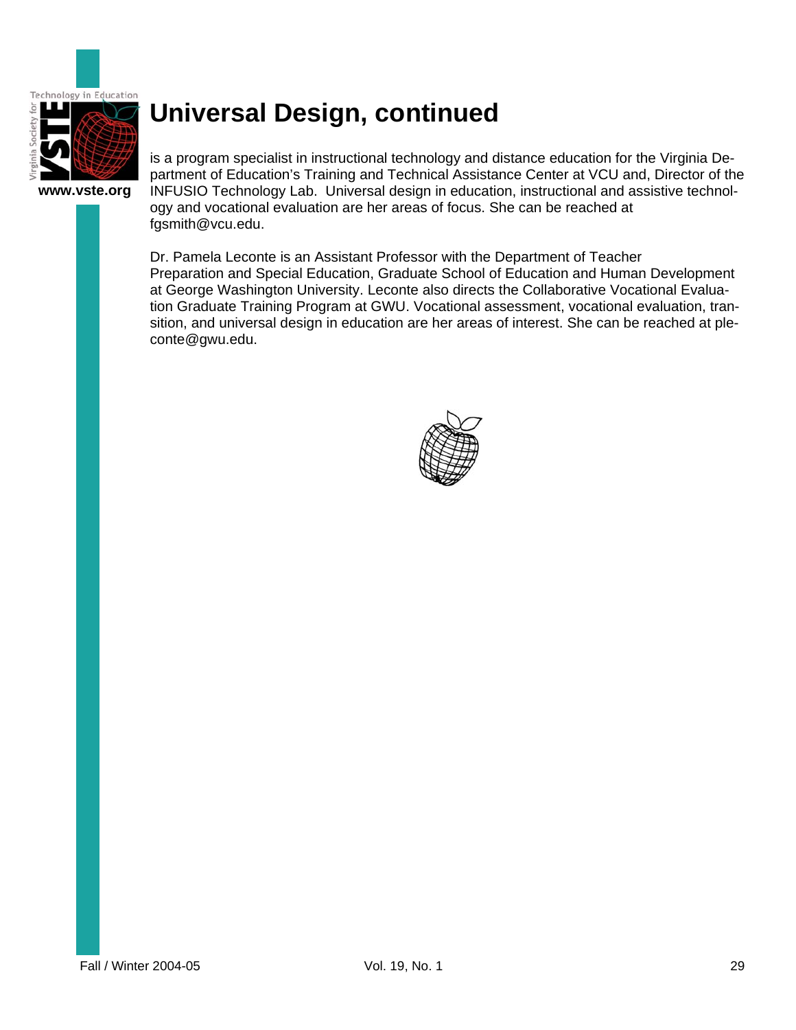# Universal Design, continued

is a program specialist in instructional technology and distance education for the Virginia Department of Education's Training and Technical Assistance Center at VCU and, Director of the INFUSIO Technology Lab. Universal design in education, instructional and assistive technology and vocational evaluation are her areas of focus. She can be reached at fgsmith@vcu.edu.

Dr. Pamela Leconte is an Assistant Professor with the Department of Teacher Preparation and Special Education, Graduate School of Education and Human Development at George Washington University. Leconte also directs the Collaborative Vocational Evaluation Graduate Training Program at GWU. Vocational assessment, vocational evaluation, transition, and universal design in education are her areas of interest. She can be reached at pleconte@gwu.edu.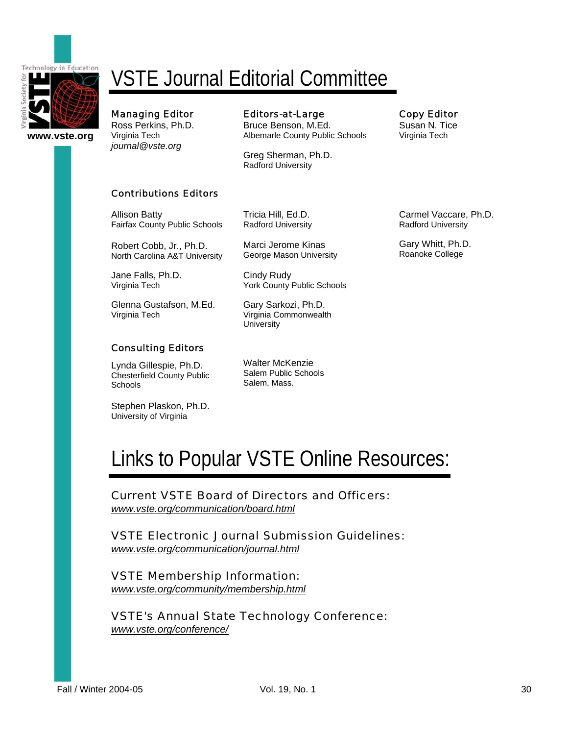www.vste.org

# VSTE Journal Editorial Committee

### Managing Editor

Ross Perkins, Ph.D.
Virginia Tech
*journal@vste.org*

### Editors-at-Large

Bruce Benson, M.Ed.
Albemarle County Public Schools

Greg Sherman, Ph.D.
Radford University

### Copy Editor

Susan N. Tice
Virginia Tech

### Contributions Editors

Allison Batty
Fairfax County Public Schools

Robert Cobb, Jr., Ph.D.
North Carolina A&T University

Jane Falls, Ph.D.
Virginia Tech

Glenna Gustafson, M.Ed.
Virginia Tech

Tricia Hill, Ed.D.
Radford University

Marci Jerome Kinas
George Mason University

Cindy Rudy
York County Public Schools

Gary Sarkozi, Ph.D.
Virginia Commonwealth University

Carmel Vaccare, Ph.D.
Radford University

Gary Whitt, Ph.D.
Roanoke College

### Consulting Editors

Lynda Gillespie, Ph.D.
Chesterfield County Public Schools

Stephen Plaskon, Ph.D.
University of Virginia

Walter McKenzie
Salem Public Schools
Salem, Mass.

# Links to Popular VSTE Online Resources:

### Current VSTE Board of Directors and Officers:

*www.vste.org/communication/board.html*

### VSTE Electronic Journal Submission Guidelines:

*www.vste.org/communication/journal.html*

### VSTE Membership Information:

*www.vste.org/community/membership.html*

### VSTE's Annual State Technology Conference:

*www.vste.org/conference/*